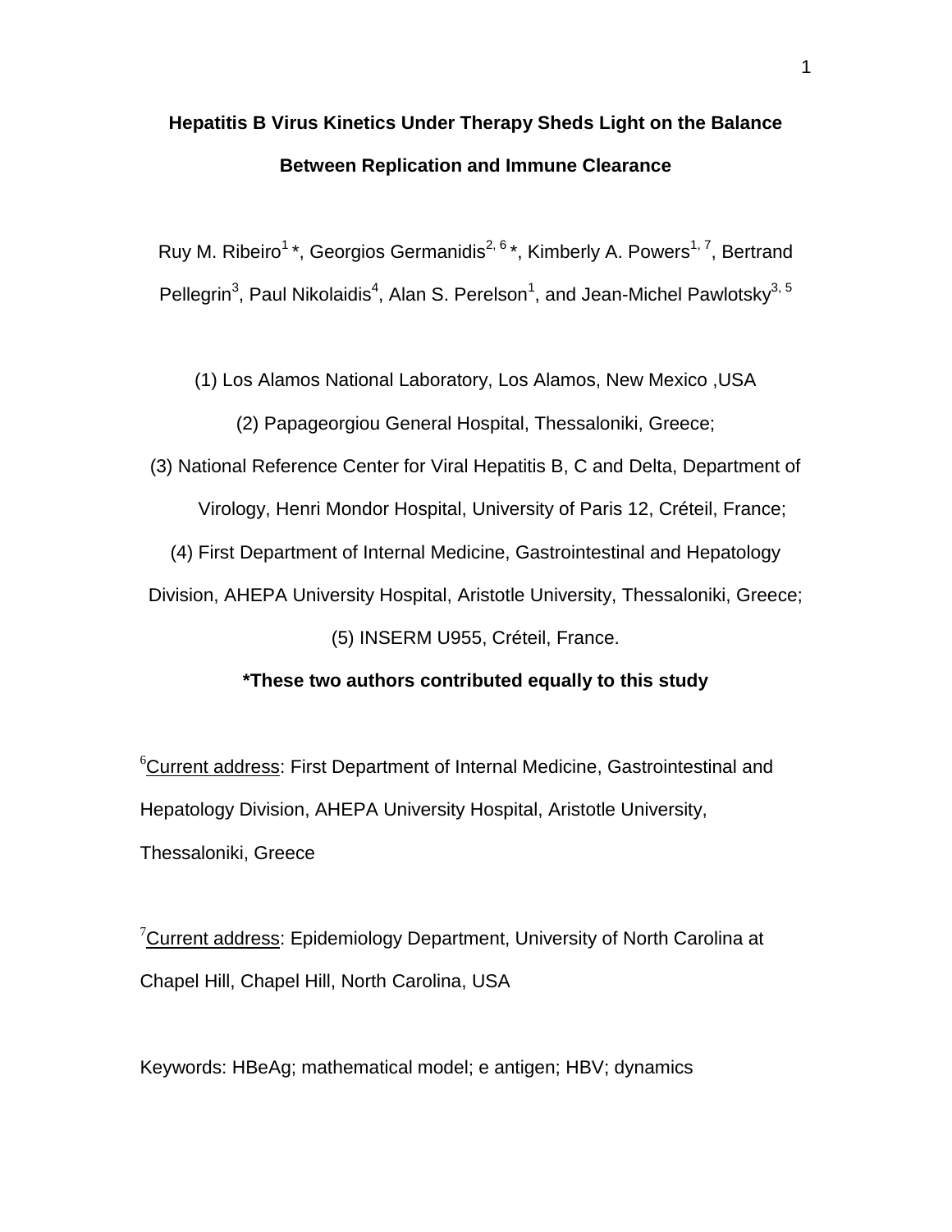# Hepatitis B Virus Kinetics Under Therapy Sheds Light on the Balance Between Replication and Immune Clearance

Ruy M. Ribeiro[1] *, Georgios Germanidis[2, 6] *, Kimberly A. Powers[1, 7], Bertrand Pellegrin[3], Paul Nikolaidis[4], Alan S. Perelson[1], and Jean-Michel Pawlotsky[3, 5]

(1) Los Alamos National Laboratory, Los Alamos, New Mexico ,USA

(2) Papageorgiou General Hospital, Thessaloniki, Greece;

(3) National Reference Center for Viral Hepatitis B, C and Delta, Department of Virology, Henri Mondor Hospital, University of Paris 12, Créteil, France;

(4) First Department of Internal Medicine, Gastrointestinal and Hepatology Division, AHEPA University Hospital, Aristotle University, Thessaloniki, Greece;

(5) INSERM U955, Créteil, France.

**\*These two authors contributed equally to this study**

[6]Current address: First Department of Internal Medicine, Gastrointestinal and Hepatology Division, AHEPA University Hospital, Aristotle University, Thessaloniki, Greece

[7]Current address: Epidemiology Department, University of North Carolina at Chapel Hill, Chapel Hill, North Carolina, USA

Keywords: HBeAg; mathematical model; e antigen; HBV; dynamics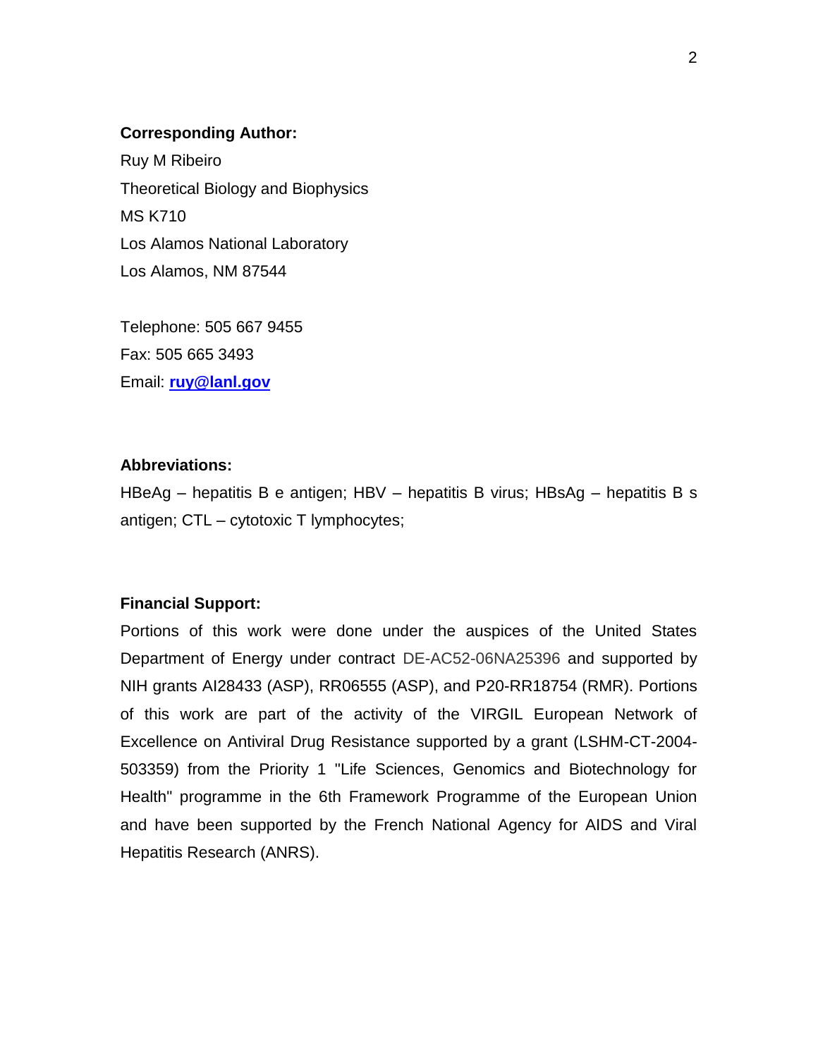**Corresponding Author:**

Ruy M Ribeiro
Theoretical Biology and Biophysics
MS K710
Los Alamos National Laboratory
Los Alamos, NM 87544

Telephone: 505 667 9455
Fax: 505 665 3493
Email: **ruy@lanl.gov**

**Abbreviations:**

HBeAg – hepatitis B e antigen; HBV – hepatitis B virus; HBsAg – hepatitis B s antigen; CTL – cytotoxic T lymphocytes;

**Financial Support:**

Portions of this work were done under the auspices of the United States Department of Energy under contract DE-AC52-06NA25396 and supported by NIH grants AI28433 (ASP), RR06555 (ASP), and P20-RR18754 (RMR). Portions of this work are part of the activity of the VIRGIL European Network of Excellence on Antiviral Drug Resistance supported by a grant (LSHM-CT-2004-503359) from the Priority 1 "Life Sciences, Genomics and Biotechnology for Health" programme in the 6th Framework Programme of the European Union and have been supported by the French National Agency for AIDS and Viral Hepatitis Research (ANRS).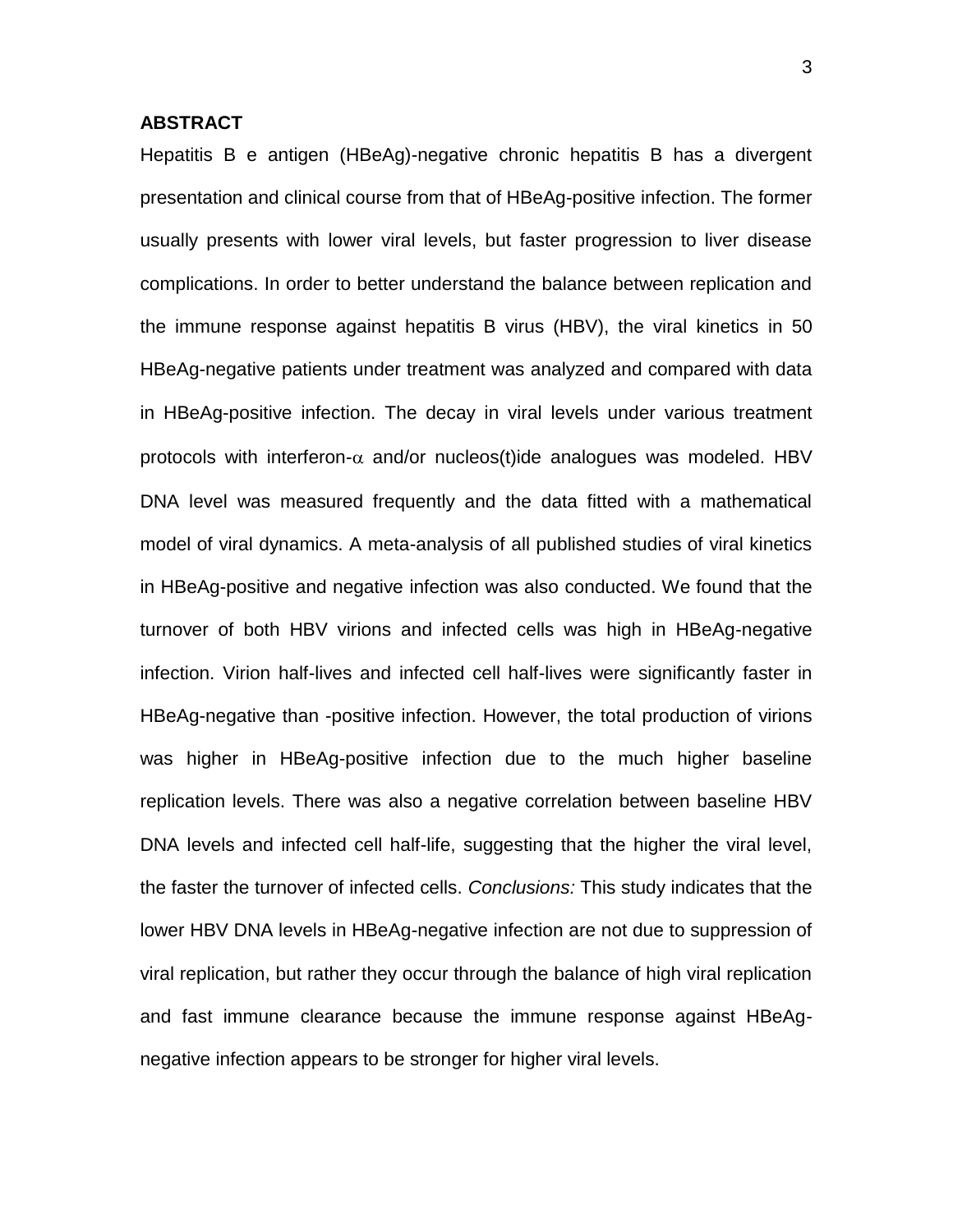## ABSTRACT

Hepatitis B e antigen (HBeAg)-negative chronic hepatitis B has a divergent presentation and clinical course from that of HBeAg-positive infection. The former usually presents with lower viral levels, but faster progression to liver disease complications. In order to better understand the balance between replication and the immune response against hepatitis B virus (HBV), the viral kinetics in 50 HBeAg-negative patients under treatment was analyzed and compared with data in HBeAg-positive infection. The decay in viral levels under various treatment protocols with interferon-$\alpha$ and/or nucleos(t)ide analogues was modeled. HBV DNA level was measured frequently and the data fitted with a mathematical model of viral dynamics. A meta-analysis of all published studies of viral kinetics in HBeAg-positive and negative infection was also conducted. We found that the turnover of both HBV virions and infected cells was high in HBeAg-negative infection. Virion half-lives and infected cell half-lives were significantly faster in HBeAg-negative than -positive infection. However, the total production of virions was higher in HBeAg-positive infection due to the much higher baseline replication levels. There was also a negative correlation between baseline HBV DNA levels and infected cell half-life, suggesting that the higher the viral level, the faster the turnover of infected cells. *Conclusions:* This study indicates that the lower HBV DNA levels in HBeAg-negative infection are not due to suppression of viral replication, but rather they occur through the balance of high viral replication and fast immune clearance because the immune response against HBeAg-negative infection appears to be stronger for higher viral levels.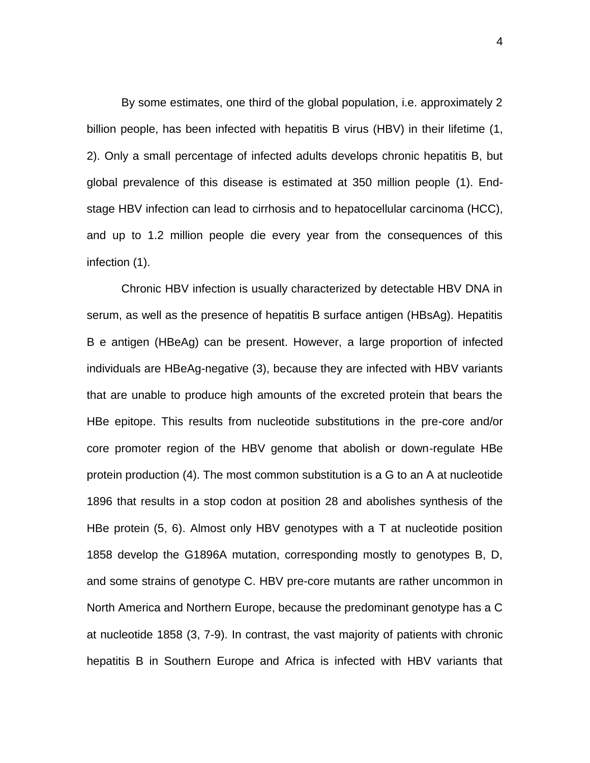By some estimates, one third of the global population, i.e. approximately 2 billion people, has been infected with hepatitis B virus (HBV) in their lifetime (1, 2). Only a small percentage of infected adults develops chronic hepatitis B, but global prevalence of this disease is estimated at 350 million people (1). End-stage HBV infection can lead to cirrhosis and to hepatocellular carcinoma (HCC), and up to 1.2 million people die every year from the consequences of this infection (1).

Chronic HBV infection is usually characterized by detectable HBV DNA in serum, as well as the presence of hepatitis B surface antigen (HBsAg). Hepatitis B e antigen (HBeAg) can be present. However, a large proportion of infected individuals are HBeAg-negative (3), because they are infected with HBV variants that are unable to produce high amounts of the excreted protein that bears the HBe epitope. This results from nucleotide substitutions in the pre-core and/or core promoter region of the HBV genome that abolish or down-regulate HBe protein production (4). The most common substitution is a G to an A at nucleotide 1896 that results in a stop codon at position 28 and abolishes synthesis of the HBe protein (5, 6). Almost only HBV genotypes with a T at nucleotide position 1858 develop the G1896A mutation, corresponding mostly to genotypes B, D, and some strains of genotype C. HBV pre-core mutants are rather uncommon in North America and Northern Europe, because the predominant genotype has a C at nucleotide 1858 (3, 7-9). In contrast, the vast majority of patients with chronic hepatitis B in Southern Europe and Africa is infected with HBV variants that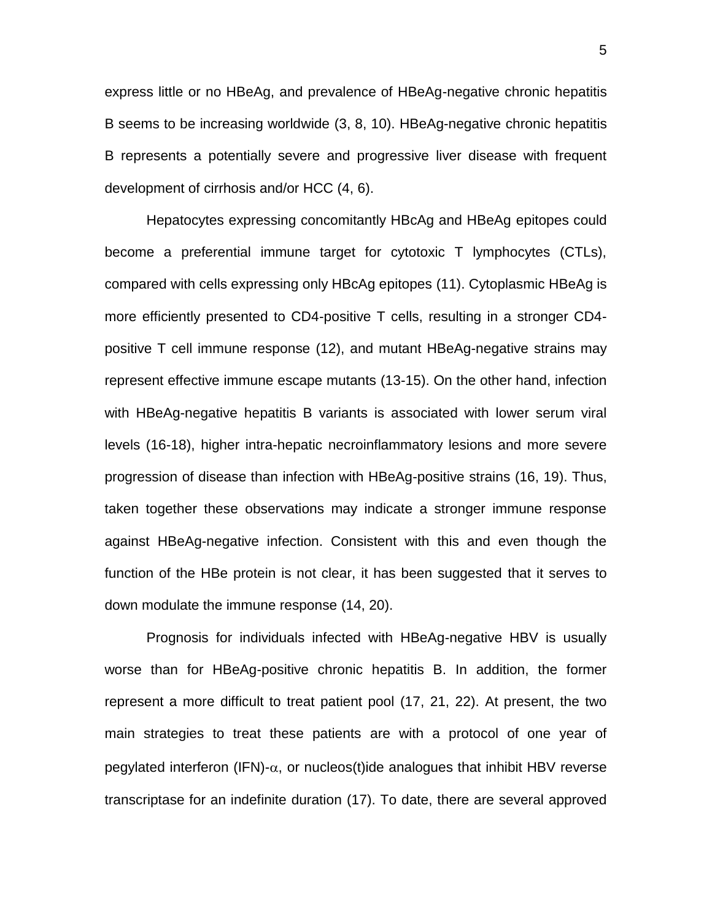express little or no HBeAg, and prevalence of HBeAg-negative chronic hepatitis B seems to be increasing worldwide (3, 8, 10). HBeAg-negative chronic hepatitis B represents a potentially severe and progressive liver disease with frequent development of cirrhosis and/or HCC (4, 6).

Hepatocytes expressing concomitantly HBcAg and HBeAg epitopes could become a preferential immune target for cytotoxic T lymphocytes (CTLs), compared with cells expressing only HBcAg epitopes (11). Cytoplasmic HBeAg is more efficiently presented to CD4-positive T cells, resulting in a stronger CD4-positive T cell immune response (12), and mutant HBeAg-negative strains may represent effective immune escape mutants (13-15). On the other hand, infection with HBeAg-negative hepatitis B variants is associated with lower serum viral levels (16-18), higher intra-hepatic necroinflammatory lesions and more severe progression of disease than infection with HBeAg-positive strains (16, 19). Thus, taken together these observations may indicate a stronger immune response against HBeAg-negative infection. Consistent with this and even though the function of the HBe protein is not clear, it has been suggested that it serves to down modulate the immune response (14, 20).

Prognosis for individuals infected with HBeAg-negative HBV is usually worse than for HBeAg-positive chronic hepatitis B. In addition, the former represent a more difficult to treat patient pool (17, 21, 22). At present, the two main strategies to treat these patients are with a protocol of one year of pegylated interferon (IFN)-$\alpha$, or nucleos(t)ide analogues that inhibit HBV reverse transcriptase for an indefinite duration (17). To date, there are several approved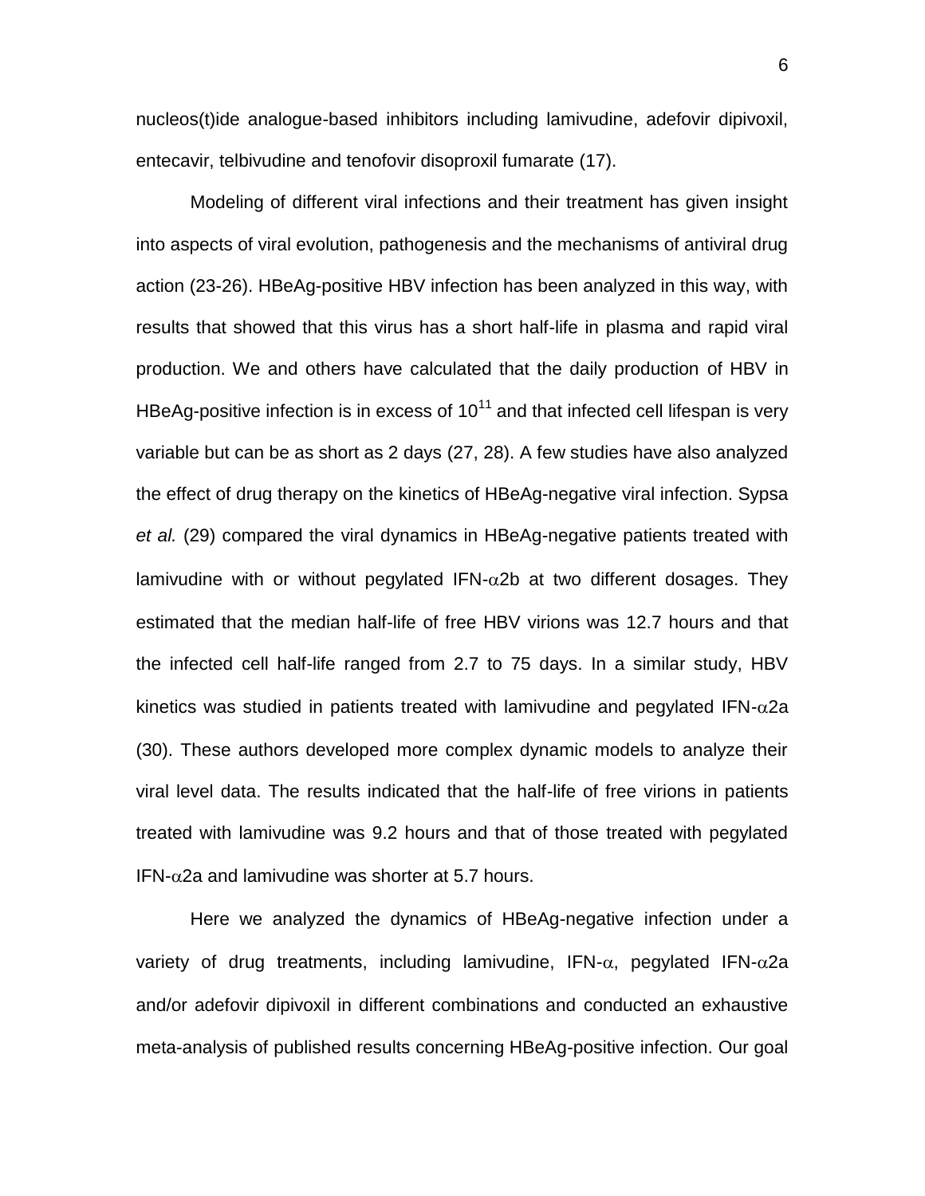nucleos(t)ide analogue-based inhibitors including lamivudine, adefovir dipivoxil, entecavir, telbivudine and tenofovir disoproxil fumarate (17).

Modeling of different viral infections and their treatment has given insight into aspects of viral evolution, pathogenesis and the mechanisms of antiviral drug action (23-26). HBeAg-positive HBV infection has been analyzed in this way, with results that showed that this virus has a short half-life in plasma and rapid viral production. We and others have calculated that the daily production of HBV in HBeAg-positive infection is in excess of $10^{11}$ and that infected cell lifespan is very variable but can be as short as 2 days (27, 28). A few studies have also analyzed the effect of drug therapy on the kinetics of HBeAg-negative viral infection. Sypsa *et al.* (29) compared the viral dynamics in HBeAg-negative patients treated with lamivudine with or without pegylated IFN-$\alpha$2b at two different dosages. They estimated that the median half-life of free HBV virions was 12.7 hours and that the infected cell half-life ranged from 2.7 to 75 days. In a similar study, HBV kinetics was studied in patients treated with lamivudine and pegylated IFN-$\alpha$2a (30). These authors developed more complex dynamic models to analyze their viral level data. The results indicated that the half-life of free virions in patients treated with lamivudine was 9.2 hours and that of those treated with pegylated IFN-$\alpha$2a and lamivudine was shorter at 5.7 hours.

Here we analyzed the dynamics of HBeAg-negative infection under a variety of drug treatments, including lamivudine, IFN-$\alpha$, pegylated IFN-$\alpha$2a and/or adefovir dipivoxil in different combinations and conducted an exhaustive meta-analysis of published results concerning HBeAg-positive infection. Our goal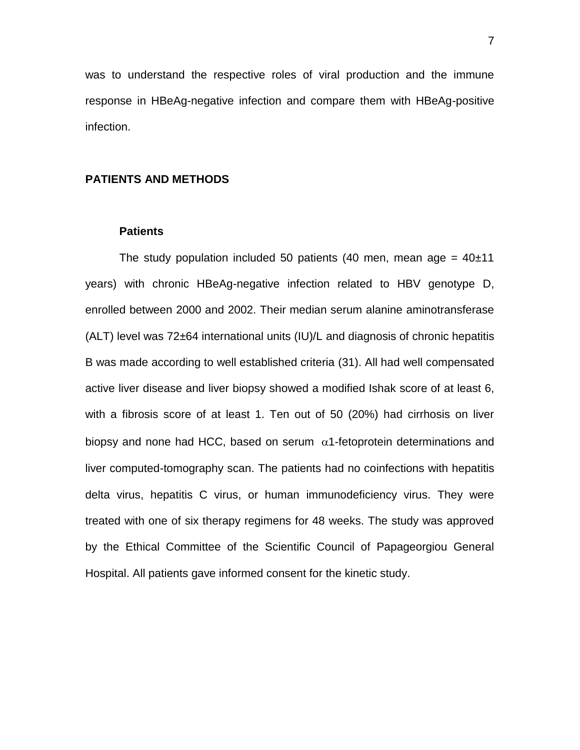was to understand the respective roles of viral production and the immune response in HBeAg-negative infection and compare them with HBeAg-positive infection.

## PATIENTS AND METHODS

### Patients

The study population included 50 patients (40 men, mean age = 40±11 years) with chronic HBeAg-negative infection related to HBV genotype D, enrolled between 2000 and 2002. Their median serum alanine aminotransferase (ALT) level was 72±64 international units (IU)/L and diagnosis of chronic hepatitis B was made according to well established criteria (31). All had well compensated active liver disease and liver biopsy showed a modified Ishak score of at least 6, with a fibrosis score of at least 1. Ten out of 50 (20%) had cirrhosis on liver biopsy and none had HCC, based on serum $\alpha$1-fetoprotein determinations and liver computed-tomography scan. The patients had no coinfections with hepatitis delta virus, hepatitis C virus, or human immunodeficiency virus. They were treated with one of six therapy regimens for 48 weeks. The study was approved by the Ethical Committee of the Scientific Council of Papageorgiou General Hospital. All patients gave informed consent for the kinetic study.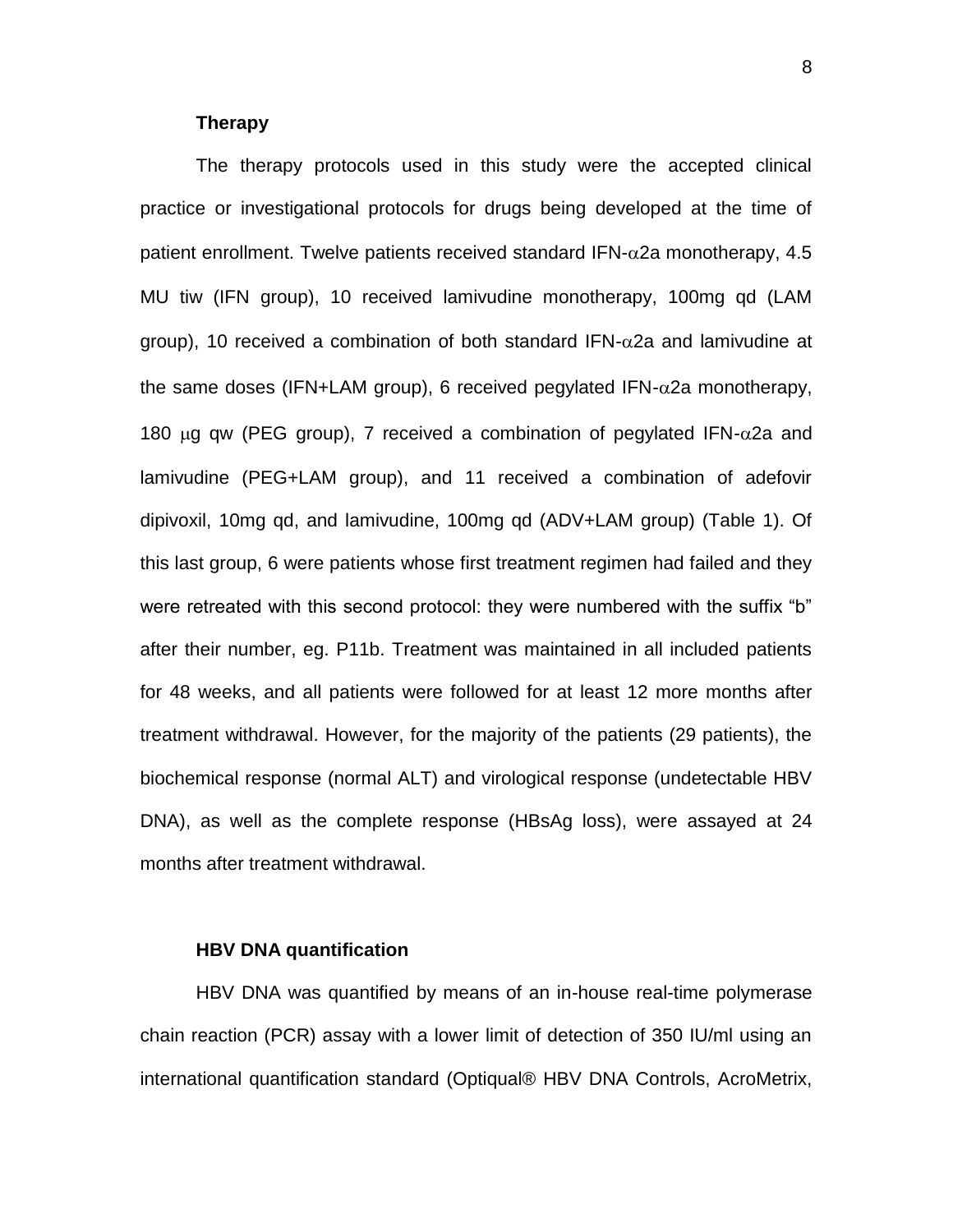### Therapy

The therapy protocols used in this study were the accepted clinical practice or investigational protocols for drugs being developed at the time of patient enrollment. Twelve patients received standard IFN-$\alpha$2a monotherapy, 4.5 MU tiw (IFN group), 10 received lamivudine monotherapy, 100mg qd (LAM group), 10 received a combination of both standard IFN-$\alpha$2a and lamivudine at the same doses (IFN+LAM group), 6 received pegylated IFN-$\alpha$2a monotherapy, 180 $\mu$g qw (PEG group), 7 received a combination of pegylated IFN-$\alpha$2a and lamivudine (PEG+LAM group), and 11 received a combination of adefovir dipivoxil, 10mg qd, and lamivudine, 100mg qd (ADV+LAM group) (Table 1). Of this last group, 6 were patients whose first treatment regimen had failed and they were retreated with this second protocol: they were numbered with the suffix "b" after their number, eg. P11b. Treatment was maintained in all included patients for 48 weeks, and all patients were followed for at least 12 more months after treatment withdrawal. However, for the majority of the patients (29 patients), the biochemical response (normal ALT) and virological response (undetectable HBV DNA), as well as the complete response (HBsAg loss), were assayed at 24 months after treatment withdrawal.

### HBV DNA quantification

HBV DNA was quantified by means of an in-house real-time polymerase chain reaction (PCR) assay with a lower limit of detection of 350 IU/ml using an international quantification standard (Optiqual® HBV DNA Controls, AcroMetrix,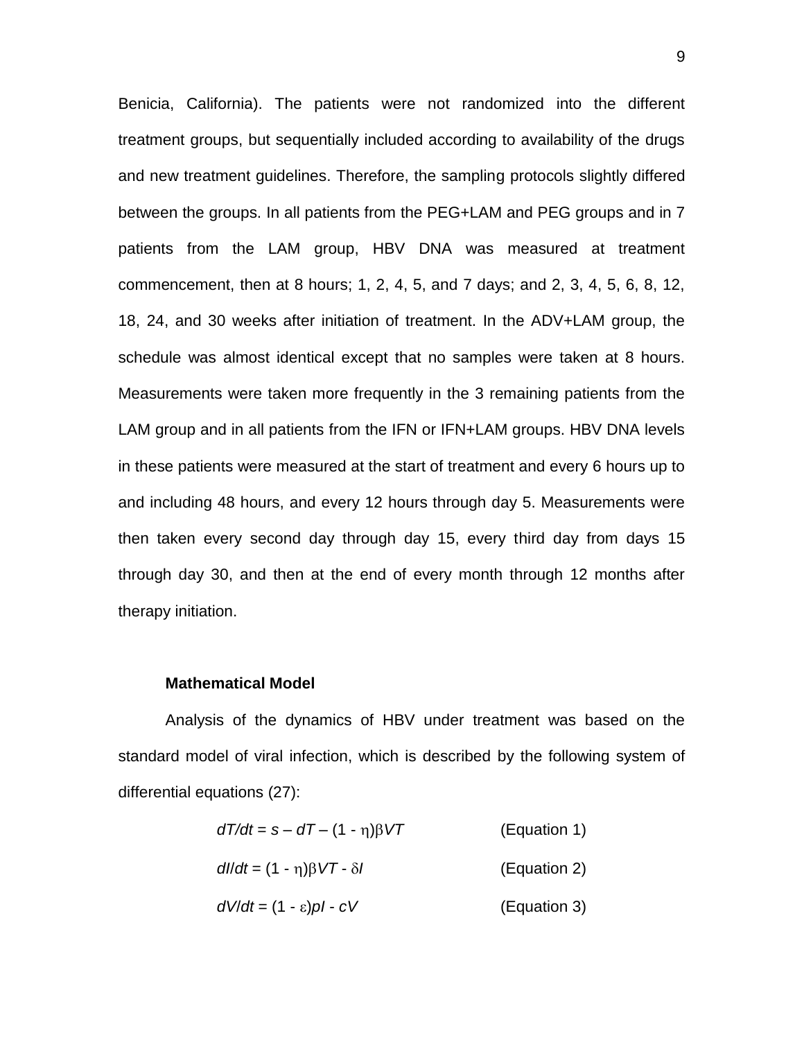Benicia, California). The patients were not randomized into the different treatment groups, but sequentially included according to availability of the drugs and new treatment guidelines. Therefore, the sampling protocols slightly differed between the groups. In all patients from the PEG+LAM and PEG groups and in 7 patients from the LAM group, HBV DNA was measured at treatment commencement, then at 8 hours; 1, 2, 4, 5, and 7 days; and 2, 3, 4, 5, 6, 8, 12, 18, 24, and 30 weeks after initiation of treatment. In the ADV+LAM group, the schedule was almost identical except that no samples were taken at 8 hours. Measurements were taken more frequently in the 3 remaining patients from the LAM group and in all patients from the IFN or IFN+LAM groups. HBV DNA levels in these patients were measured at the start of treatment and every 6 hours up to and including 48 hours, and every 12 hours through day 5. Measurements were then taken every second day through day 15, every third day from days 15 through day 30, and then at the end of every month through 12 months after therapy initiation.

### Mathematical Model

Analysis of the dynamics of HBV under treatment was based on the standard model of viral infection, which is described by the following system of differential equations (27):

$$dT/dt = s - dT - (1 - \eta)\beta VT \qquad \text{(Equation 1)}$$

$$dI/dt = (1 - \eta)\beta VT - \delta I \qquad \text{(Equation 2)}$$

$$dV/dt = (1 - \varepsilon)pI - cV \qquad \text{(Equation 3)}$$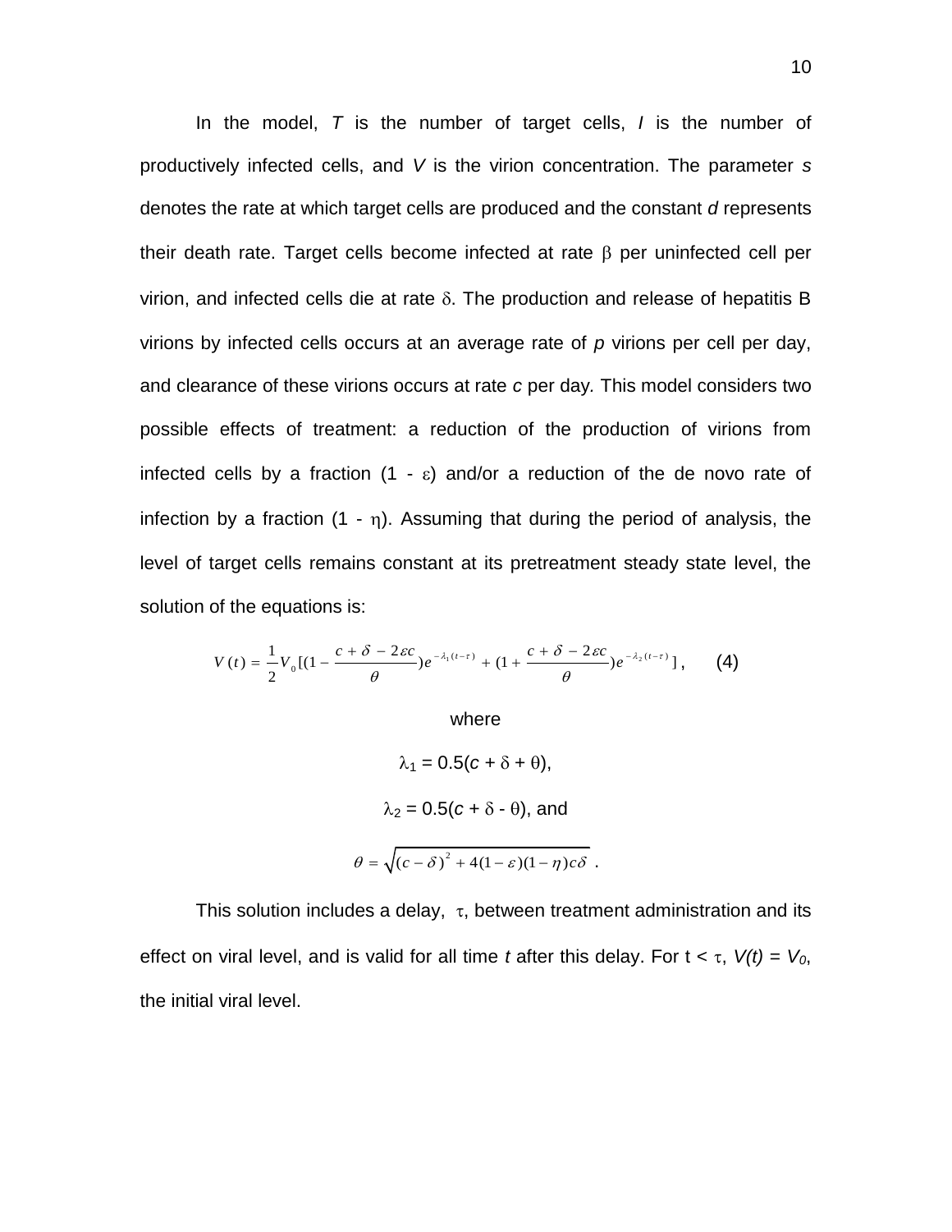In the model, $T$ is the number of target cells, $I$ is the number of productively infected cells, and $V$ is the virion concentration. The parameter $s$ denotes the rate at which target cells are produced and the constant $d$ represents their death rate. Target cells become infected at rate $\beta$ per uninfected cell per virion, and infected cells die at rate $\delta$. The production and release of hepatitis B virions by infected cells occurs at an average rate of $p$ virions per cell per day, and clearance of these virions occurs at rate $c$ per day. This model considers two possible effects of treatment: a reduction of the production of virions from infected cells by a fraction $(1 - \varepsilon)$ and/or a reduction of the de novo rate of infection by a fraction $(1 - \eta)$. Assuming that during the period of analysis, the level of target cells remains constant at its pretreatment steady state level, the solution of the equations is:

$$V(t) = \frac{1}{2}V_0[(1 - \frac{c + \delta - 2\varepsilon c}{\theta})e^{-\lambda_1(t-\tau)} + (1 + \frac{c + \delta - 2\varepsilon c}{\theta})e^{-\lambda_2(t-\tau)}], \qquad (4)$$

where

$$\lambda_1 = 0.5(c + \delta + \theta),$$

$$\lambda_2 = 0.5(c + \delta - \theta), \text{ and}$$

$$\theta = \sqrt{(c - \delta)^2 + 4(1 - \varepsilon)(1 - \eta)c\delta} \ .$$

This solution includes a delay, $\tau$, between treatment administration and its effect on viral level, and is valid for all time $t$ after this delay. For $t < \tau$, $V(t) = V_0$, the initial viral level.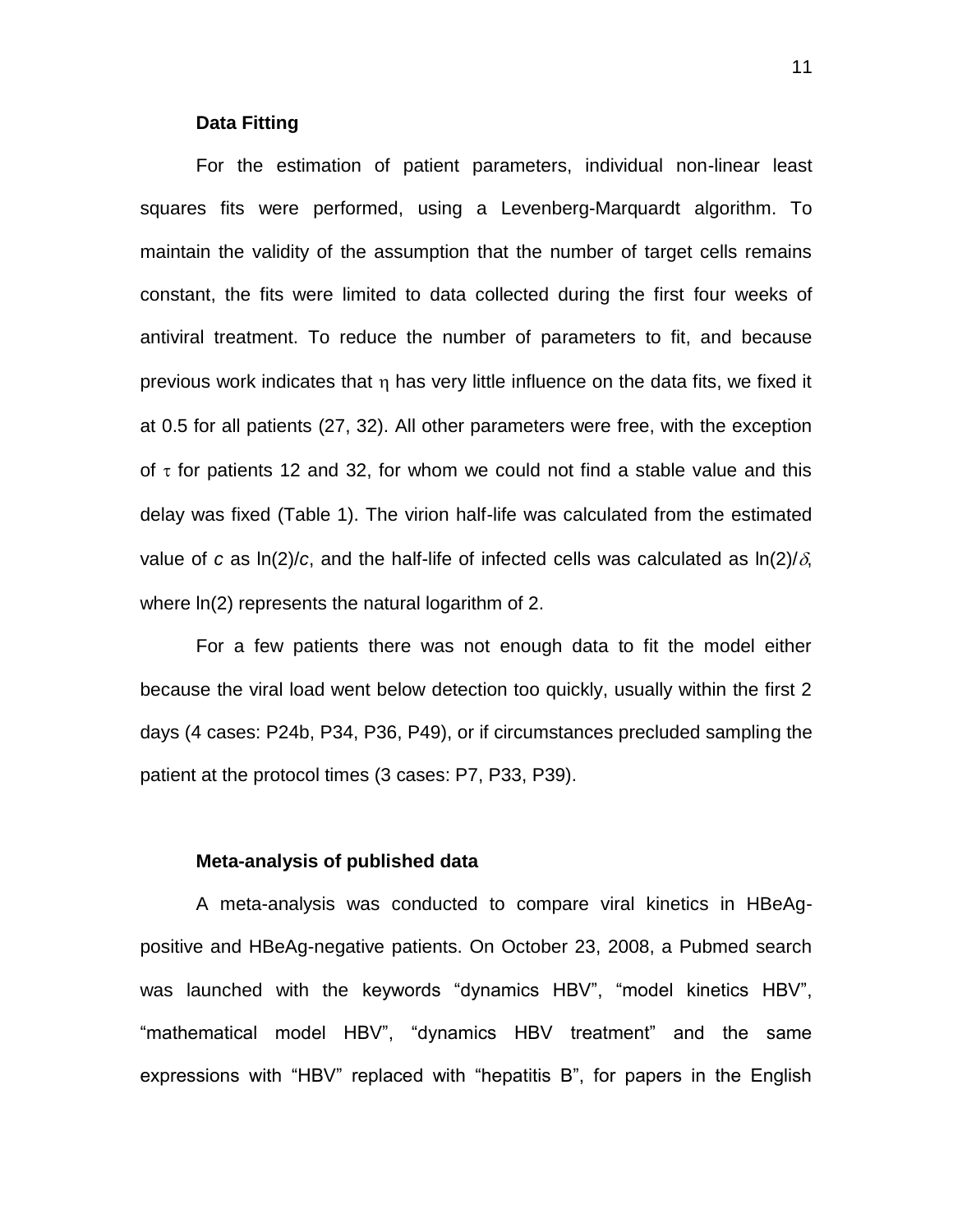### Data Fitting

For the estimation of patient parameters, individual non-linear least squares fits were performed, using a Levenberg-Marquardt algorithm. To maintain the validity of the assumption that the number of target cells remains constant, the fits were limited to data collected during the first four weeks of antiviral treatment. To reduce the number of parameters to fit, and because previous work indicates that $\eta$ has very little influence on the data fits, we fixed it at 0.5 for all patients (27, 32). All other parameters were free, with the exception of $\tau$ for patients 12 and 32, for whom we could not find a stable value and this delay was fixed (Table 1). The virion half-life was calculated from the estimated value of $c$ as $\ln(2)/c$, and the half-life of infected cells was calculated as $\ln(2)/\delta$, where $\ln(2)$ represents the natural logarithm of 2.

For a few patients there was not enough data to fit the model either because the viral load went below detection too quickly, usually within the first 2 days (4 cases: P24b, P34, P36, P49), or if circumstances precluded sampling the patient at the protocol times (3 cases: P7, P33, P39).

### Meta-analysis of published data

A meta-analysis was conducted to compare viral kinetics in HBeAg-positive and HBeAg-negative patients. On October 23, 2008, a Pubmed search was launched with the keywords "dynamics HBV", "model kinetics HBV", "mathematical model HBV", "dynamics HBV treatment" and the same expressions with "HBV" replaced with "hepatitis B", for papers in the English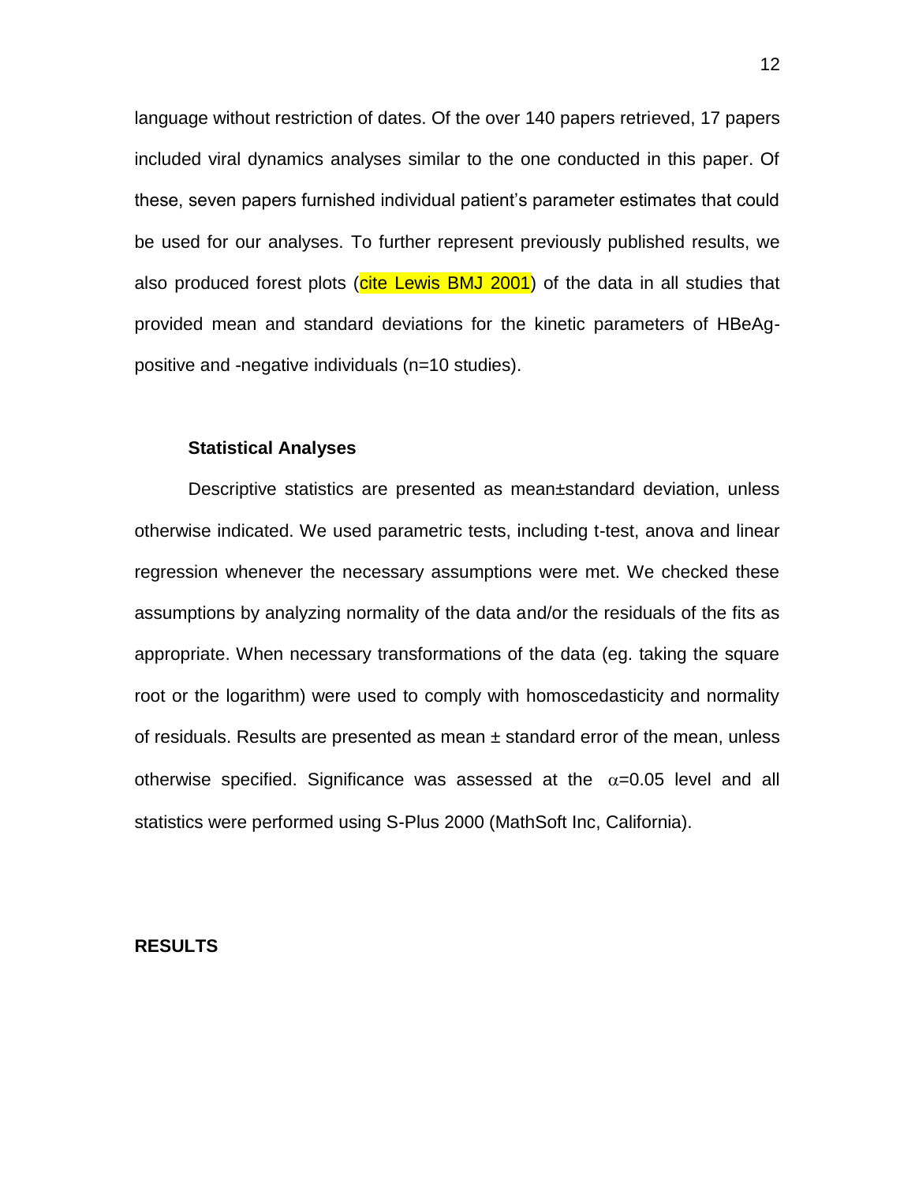language without restriction of dates. Of the over 140 papers retrieved, 17 papers included viral dynamics analyses similar to the one conducted in this paper. Of these, seven papers furnished individual patient's parameter estimates that could be used for our analyses. To further represent previously published results, we also produced forest plots (cite Lewis BMJ 2001) of the data in all studies that provided mean and standard deviations for the kinetic parameters of HBeAg-positive and -negative individuals (n=10 studies).

### Statistical Analyses

Descriptive statistics are presented as mean±standard deviation, unless otherwise indicated. We used parametric tests, including t-test, anova and linear regression whenever the necessary assumptions were met. We checked these assumptions by analyzing normality of the data and/or the residuals of the fits as appropriate. When necessary transformations of the data (eg. taking the square root or the logarithm) were used to comply with homoscedasticity and normality of residuals. Results are presented as mean ± standard error of the mean, unless otherwise specified. Significance was assessed at the $\alpha$=0.05 level and all statistics were performed using S-Plus 2000 (MathSoft Inc, California).

## RESULTS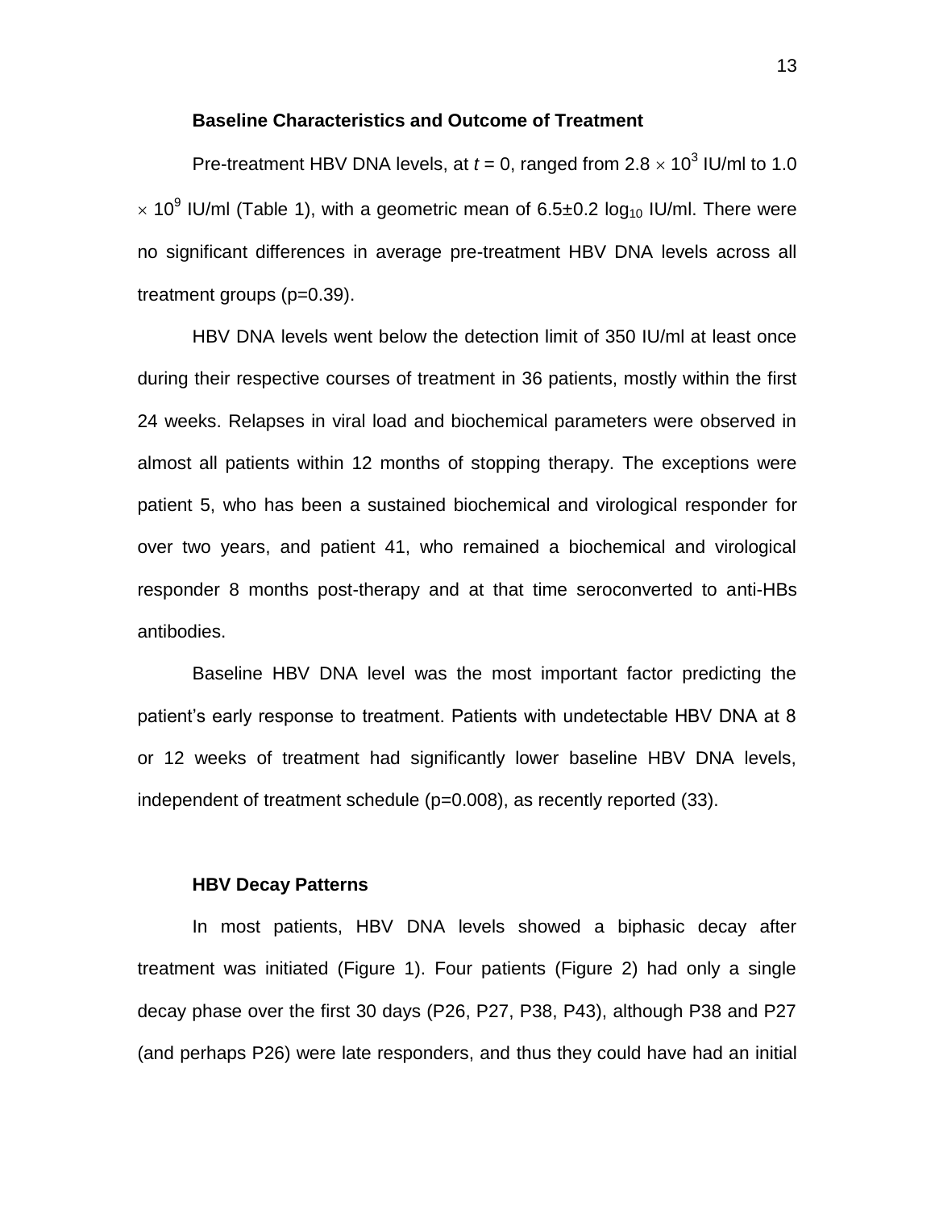### Baseline Characteristics and Outcome of Treatment

Pre-treatment HBV DNA levels, at $t = 0$, ranged from $2.8 \times 10^3$ IU/ml to $1.0 \times 10^9$ IU/ml (Table 1), with a geometric mean of $6.5 \pm 0.2 \log_{10}$ IU/ml. There were no significant differences in average pre-treatment HBV DNA levels across all treatment groups (p=0.39).

HBV DNA levels went below the detection limit of 350 IU/ml at least once during their respective courses of treatment in 36 patients, mostly within the first 24 weeks. Relapses in viral load and biochemical parameters were observed in almost all patients within 12 months of stopping therapy. The exceptions were patient 5, who has been a sustained biochemical and virological responder for over two years, and patient 41, who remained a biochemical and virological responder 8 months post-therapy and at that time seroconverted to anti-HBs antibodies.

Baseline HBV DNA level was the most important factor predicting the patient's early response to treatment. Patients with undetectable HBV DNA at 8 or 12 weeks of treatment had significantly lower baseline HBV DNA levels, independent of treatment schedule (p=0.008), as recently reported (33).

### HBV Decay Patterns

In most patients, HBV DNA levels showed a biphasic decay after treatment was initiated (Figure 1). Four patients (Figure 2) had only a single decay phase over the first 30 days (P26, P27, P38, P43), although P38 and P27 (and perhaps P26) were late responders, and thus they could have had an initial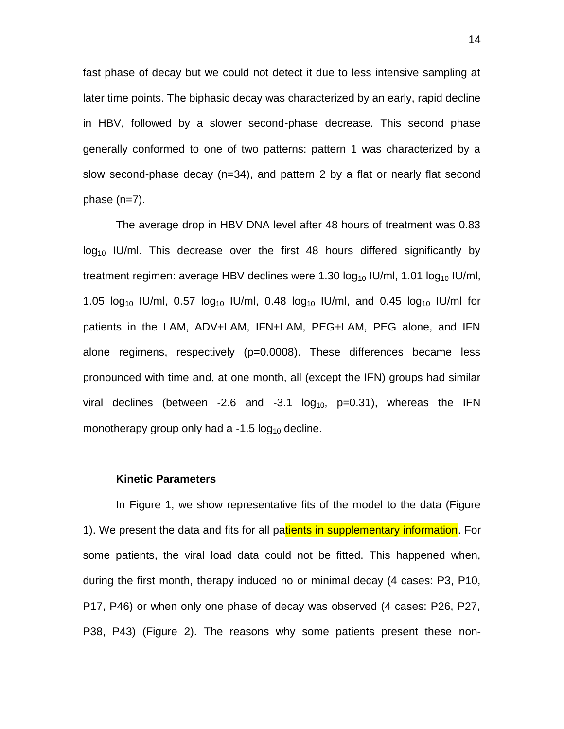fast phase of decay but we could not detect it due to less intensive sampling at later time points. The biphasic decay was characterized by an early, rapid decline in HBV, followed by a slower second-phase decrease. This second phase generally conformed to one of two patterns: pattern 1 was characterized by a slow second-phase decay (n=34), and pattern 2 by a flat or nearly flat second phase (n=7).

The average drop in HBV DNA level after 48 hours of treatment was 0.83 $\log_{10}$ IU/ml. This decrease over the first 48 hours differed significantly by treatment regimen: average HBV declines were 1.30 $\log_{10}$ IU/ml, 1.01 $\log_{10}$ IU/ml, 1.05 $\log_{10}$ IU/ml, 0.57 $\log_{10}$ IU/ml, 0.48 $\log_{10}$ IU/ml, and 0.45 $\log_{10}$ IU/ml for patients in the LAM, ADV+LAM, IFN+LAM, PEG+LAM, PEG alone, and IFN alone regimens, respectively (p=0.0008). These differences became less pronounced with time and, at one month, all (except the IFN) groups had similar viral declines (between -2.6 and -3.1 $\log_{10}$, p=0.31), whereas the IFN monotherapy group only had a -1.5 $\log_{10}$ decline.

### Kinetic Parameters

In Figure 1, we show representative fits of the model to the data (Figure 1). We present the data and fits for all patients in supplementary information. For some patients, the viral load data could not be fitted. This happened when, during the first month, therapy induced no or minimal decay (4 cases: P3, P10, P17, P46) or when only one phase of decay was observed (4 cases: P26, P27, P38, P43) (Figure 2). The reasons why some patients present these non-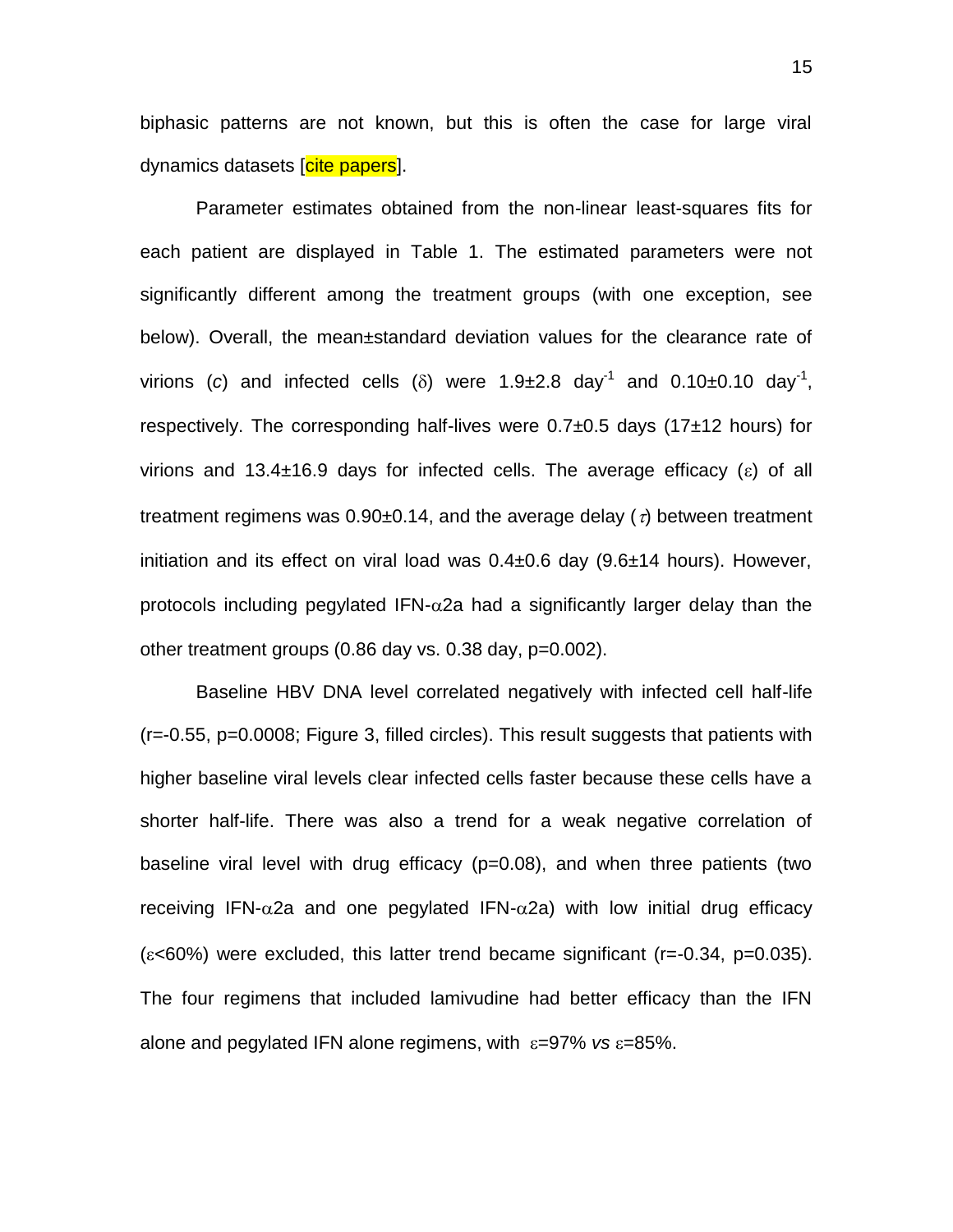biphasic patterns are not known, but this is often the case for large viral dynamics datasets [cite papers].

Parameter estimates obtained from the non-linear least-squares fits for each patient are displayed in Table 1. The estimated parameters were not significantly different among the treatment groups (with one exception, see below). Overall, the mean±standard deviation values for the clearance rate of virions ($c$) and infected cells ($\delta$) were 1.9±2.8 $\text{day}^{-1}$ and 0.10±0.10 $\text{day}^{-1}$, respectively. The corresponding half-lives were 0.7±0.5 days (17±12 hours) for virions and 13.4±16.9 days for infected cells. The average efficacy ($\varepsilon$) of all treatment regimens was 0.90±0.14, and the average delay ($\tau$) between treatment initiation and its effect on viral load was 0.4±0.6 day (9.6±14 hours). However, protocols including pegylated IFN-$\alpha$2a had a significantly larger delay than the other treatment groups (0.86 day vs. 0.38 day, $p$=0.002).

Baseline HBV DNA level correlated negatively with infected cell half-life ($r$=-0.55, $p$=0.0008; Figure 3, filled circles). This result suggests that patients with higher baseline viral levels clear infected cells faster because these cells have a shorter half-life. There was also a trend for a weak negative correlation of baseline viral level with drug efficacy ($p$=0.08), and when three patients (two receiving IFN-$\alpha$2a and one pegylated IFN-$\alpha$2a) with low initial drug efficacy ($\varepsilon$<60%) were excluded, this latter trend became significant ($r$=-0.34, $p$=0.035). The four regimens that included lamivudine had better efficacy than the IFN alone and pegylated IFN alone regimens, with $\varepsilon$=97% *vs* $\varepsilon$=85%.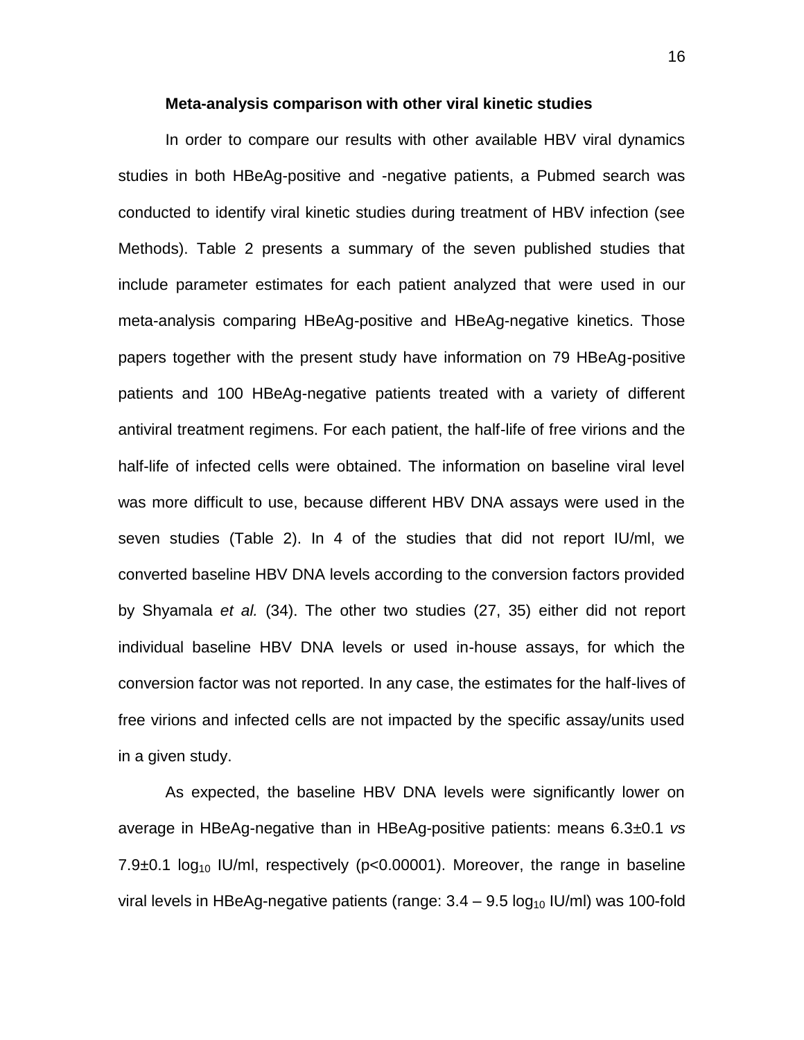**Meta-analysis comparison with other viral kinetic studies**

In order to compare our results with other available HBV viral dynamics studies in both HBeAg-positive and -negative patients, a Pubmed search was conducted to identify viral kinetic studies during treatment of HBV infection (see Methods). Table 2 presents a summary of the seven published studies that include parameter estimates for each patient analyzed that were used in our meta-analysis comparing HBeAg-positive and HBeAg-negative kinetics. Those papers together with the present study have information on 79 HBeAg-positive patients and 100 HBeAg-negative patients treated with a variety of different antiviral treatment regimens. For each patient, the half-life of free virions and the half-life of infected cells were obtained. The information on baseline viral level was more difficult to use, because different HBV DNA assays were used in the seven studies (Table 2). In 4 of the studies that did not report IU/ml, we converted baseline HBV DNA levels according to the conversion factors provided by Shyamala *et al.* (34). The other two studies (27, 35) either did not report individual baseline HBV DNA levels or used in-house assays, for which the conversion factor was not reported. In any case, the estimates for the half-lives of free virions and infected cells are not impacted by the specific assay/units used in a given study.

As expected, the baseline HBV DNA levels were significantly lower on average in HBeAg-negative than in HBeAg-positive patients: means 6.3±0.1 *vs* 7.9±0.1 $\log_{10}$ IU/ml, respectively ($p<0.00001$). Moreover, the range in baseline viral levels in HBeAg-negative patients (range: 3.4 – 9.5 $\log_{10}$ IU/ml) was 100-fold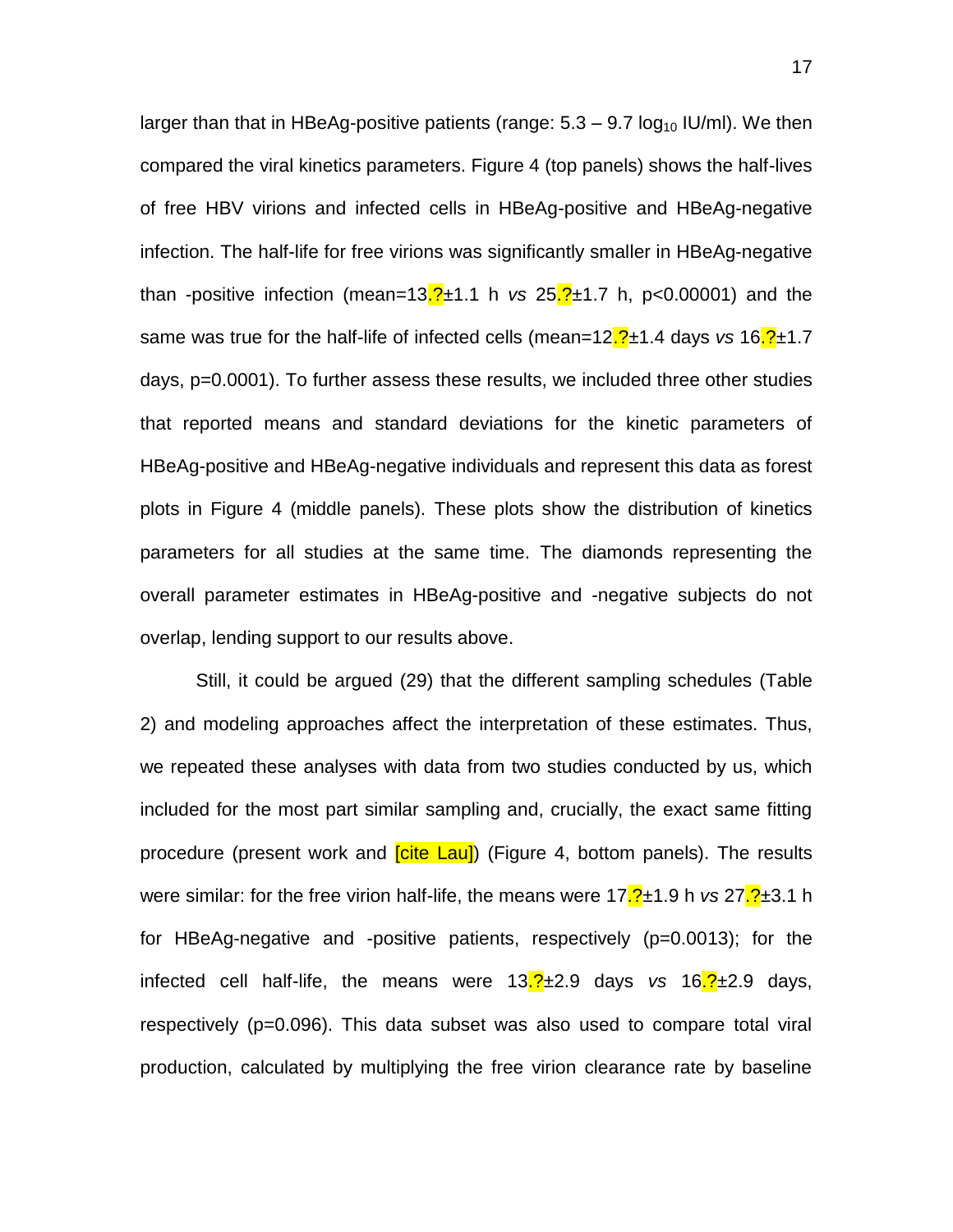larger than that in HBeAg-positive patients (range: 5.3 – 9.7 $\log_{10}$ IU/ml). We then compared the viral kinetics parameters. Figure 4 (top panels) shows the half-lives of free HBV virions and infected cells in HBeAg-positive and HBeAg-negative infection. The half-life for free virions was significantly smaller in HBeAg-negative than -positive infection (mean=13.?±1.1 h *vs* 25.?±1.7 h, p<0.00001) and the same was true for the half-life of infected cells (mean=12.?±1.4 days *vs* 16.?±1.7 days, p=0.0001). To further assess these results, we included three other studies that reported means and standard deviations for the kinetic parameters of HBeAg-positive and HBeAg-negative individuals and represent this data as forest plots in Figure 4 (middle panels). These plots show the distribution of kinetics parameters for all studies at the same time. The diamonds representing the overall parameter estimates in HBeAg-positive and -negative subjects do not overlap, lending support to our results above.

Still, it could be argued (29) that the different sampling schedules (Table 2) and modeling approaches affect the interpretation of these estimates. Thus, we repeated these analyses with data from two studies conducted by us, which included for the most part similar sampling and, crucially, the exact same fitting procedure (present work and [cite Lau]) (Figure 4, bottom panels). The results were similar: for the free virion half-life, the means were 17.?±1.9 h *vs* 27.?±3.1 h for HBeAg-negative and -positive patients, respectively (p=0.0013); for the infected cell half-life, the means were 13.?±2.9 days *vs* 16.?±2.9 days, respectively (p=0.096). This data subset was also used to compare total viral production, calculated by multiplying the free virion clearance rate by baseline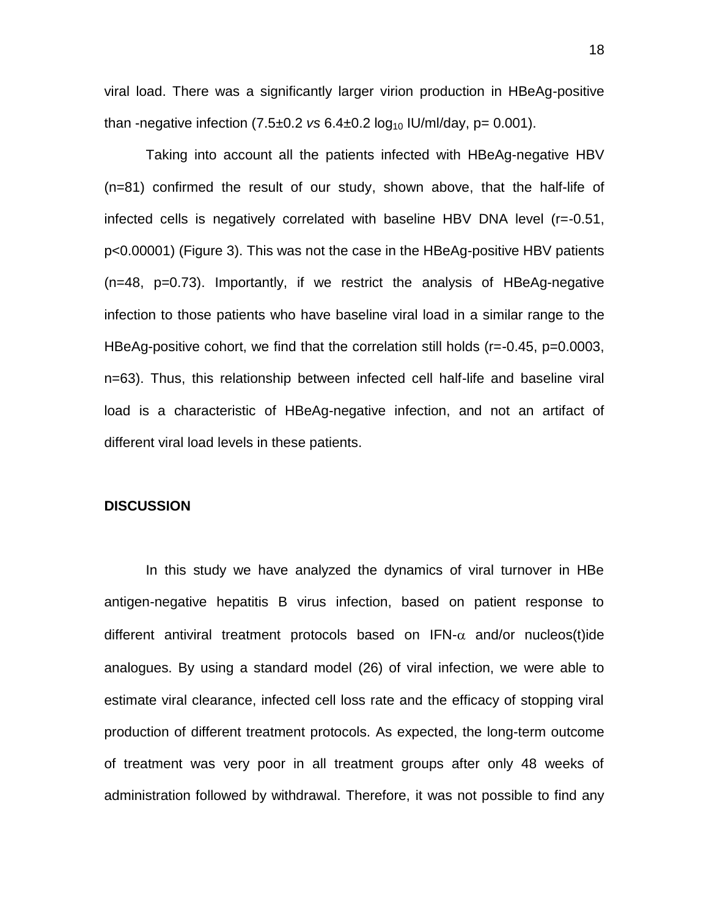viral load. There was a significantly larger virion production in HBeAg-positive than -negative infection (7.5±0.2 *vs* 6.4±0.2 $\log_{10}$ IU/ml/day, p= 0.001).

Taking into account all the patients infected with HBeAg-negative HBV (n=81) confirmed the result of our study, shown above, that the half-life of infected cells is negatively correlated with baseline HBV DNA level (r=-0.51, p<0.00001) (Figure 3). This was not the case in the HBeAg-positive HBV patients (n=48, p=0.73). Importantly, if we restrict the analysis of HBeAg-negative infection to those patients who have baseline viral load in a similar range to the HBeAg-positive cohort, we find that the correlation still holds (r=-0.45, p=0.0003, n=63). Thus, this relationship between infected cell half-life and baseline viral load is a characteristic of HBeAg-negative infection, and not an artifact of different viral load levels in these patients.

## DISCUSSION

In this study we have analyzed the dynamics of viral turnover in HBe antigen-negative hepatitis B virus infection, based on patient response to different antiviral treatment protocols based on IFN-$\alpha$ and/or nucleos(t)ide analogues. By using a standard model (26) of viral infection, we were able to estimate viral clearance, infected cell loss rate and the efficacy of stopping viral production of different treatment protocols. As expected, the long-term outcome of treatment was very poor in all treatment groups after only 48 weeks of administration followed by withdrawal. Therefore, it was not possible to find any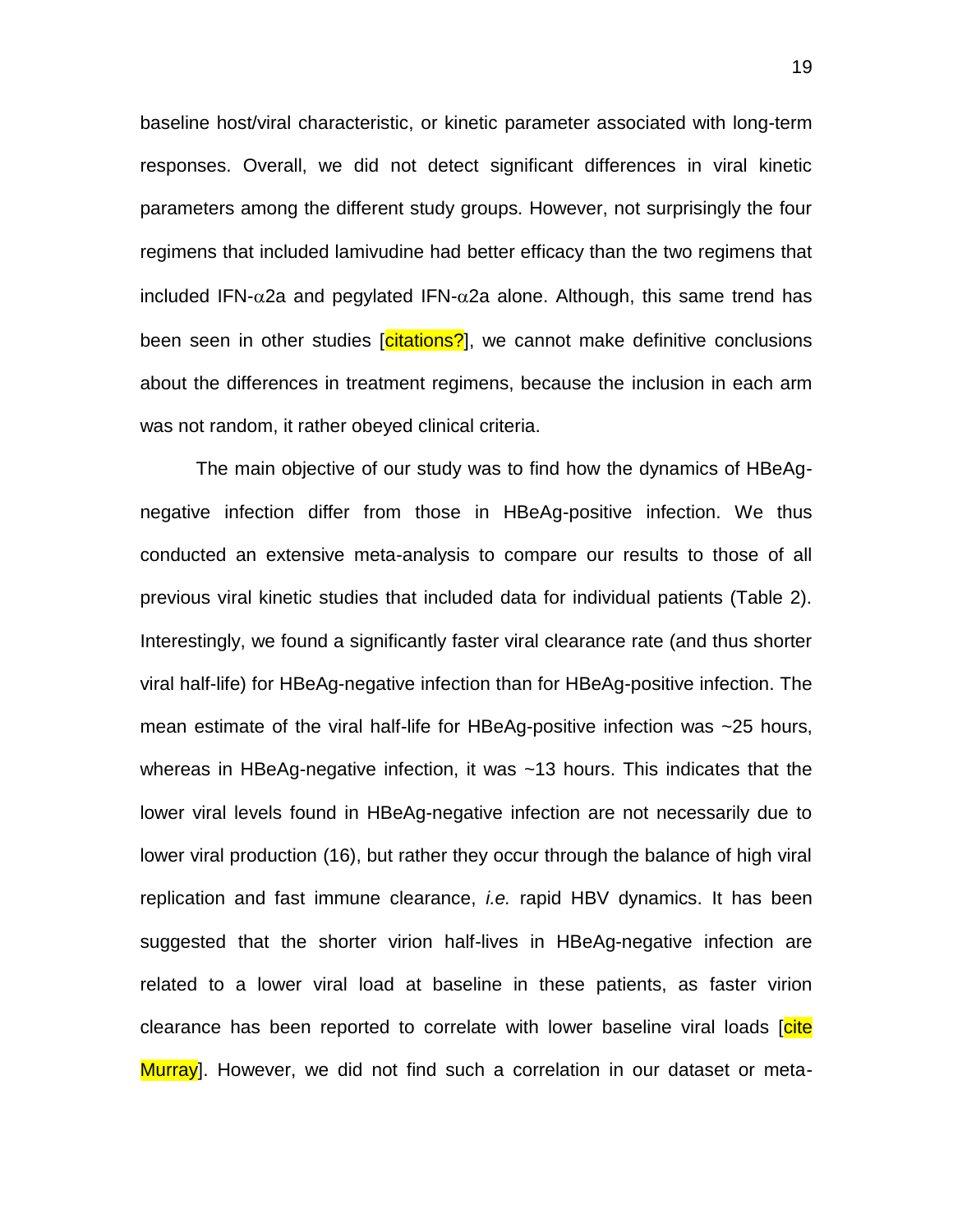baseline host/viral characteristic, or kinetic parameter associated with long-term responses. Overall, we did not detect significant differences in viral kinetic parameters among the different study groups. However, not surprisingly the four regimens that included lamivudine had better efficacy than the two regimens that included IFN-$\alpha$2a and pegylated IFN-$\alpha$2a alone. Although, this same trend has been seen in other studies [citations?], we cannot make definitive conclusions about the differences in treatment regimens, because the inclusion in each arm was not random, it rather obeyed clinical criteria.

The main objective of our study was to find how the dynamics of HBeAg-negative infection differ from those in HBeAg-positive infection. We thus conducted an extensive meta-analysis to compare our results to those of all previous viral kinetic studies that included data for individual patients (Table 2). Interestingly, we found a significantly faster viral clearance rate (and thus shorter viral half-life) for HBeAg-negative infection than for HBeAg-positive infection. The mean estimate of the viral half-life for HBeAg-positive infection was ~25 hours, whereas in HBeAg-negative infection, it was ~13 hours. This indicates that the lower viral levels found in HBeAg-negative infection are not necessarily due to lower viral production (16), but rather they occur through the balance of high viral replication and fast immune clearance, *i.e.* rapid HBV dynamics. It has been suggested that the shorter virion half-lives in HBeAg-negative infection are related to a lower viral load at baseline in these patients, as faster virion clearance has been reported to correlate with lower baseline viral loads [cite Murray]. However, we did not find such a correlation in our dataset or meta-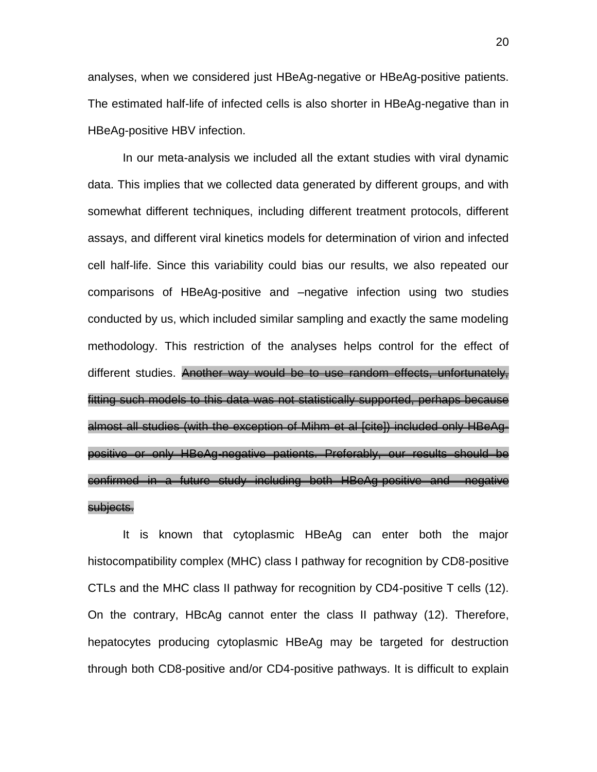analyses, when we considered just HBeAg-negative or HBeAg-positive patients. The estimated half-life of infected cells is also shorter in HBeAg-negative than in HBeAg-positive HBV infection.

In our meta-analysis we included all the extant studies with viral dynamic data. This implies that we collected data generated by different groups, and with somewhat different techniques, including different treatment protocols, different assays, and different viral kinetics models for determination of virion and infected cell half-life. Since this variability could bias our results, we also repeated our comparisons of HBeAg-positive and –negative infection using two studies conducted by us, which included similar sampling and exactly the same modeling methodology. This restriction of the analyses helps control for the effect of different studies. ~~Another way would be to use random effects, unfortunately, fitting such models to this data was not statistically supported, perhaps because almost all studies (with the exception of Mihm et al [cite]) included only HBeAg-positive or only HBeAg-negative patients. Preferably, our results should be confirmed in a future study including both HBeAg-positive and –negative subjects.~~

It is known that cytoplasmic HBeAg can enter both the major histocompatibility complex (MHC) class I pathway for recognition by CD8-positive CTLs and the MHC class II pathway for recognition by CD4-positive T cells (12). On the contrary, HBcAg cannot enter the class II pathway (12). Therefore, hepatocytes producing cytoplasmic HBeAg may be targeted for destruction through both CD8-positive and/or CD4-positive pathways. It is difficult to explain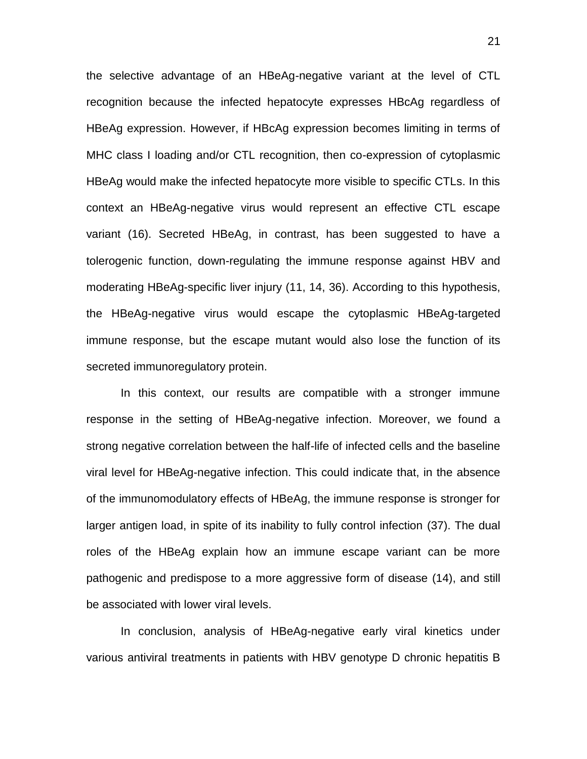the selective advantage of an HBeAg-negative variant at the level of CTL recognition because the infected hepatocyte expresses HBcAg regardless of HBeAg expression. However, if HBcAg expression becomes limiting in terms of MHC class I loading and/or CTL recognition, then co-expression of cytoplasmic HBeAg would make the infected hepatocyte more visible to specific CTLs. In this context an HBeAg-negative virus would represent an effective CTL escape variant (16). Secreted HBeAg, in contrast, has been suggested to have a tolerogenic function, down-regulating the immune response against HBV and moderating HBeAg-specific liver injury (11, 14, 36). According to this hypothesis, the HBeAg-negative virus would escape the cytoplasmic HBeAg-targeted immune response, but the escape mutant would also lose the function of its secreted immunoregulatory protein.

In this context, our results are compatible with a stronger immune response in the setting of HBeAg-negative infection. Moreover, we found a strong negative correlation between the half-life of infected cells and the baseline viral level for HBeAg-negative infection. This could indicate that, in the absence of the immunomodulatory effects of HBeAg, the immune response is stronger for larger antigen load, in spite of its inability to fully control infection (37). The dual roles of the HBeAg explain how an immune escape variant can be more pathogenic and predispose to a more aggressive form of disease (14), and still be associated with lower viral levels.

In conclusion, analysis of HBeAg-negative early viral kinetics under various antiviral treatments in patients with HBV genotype D chronic hepatitis B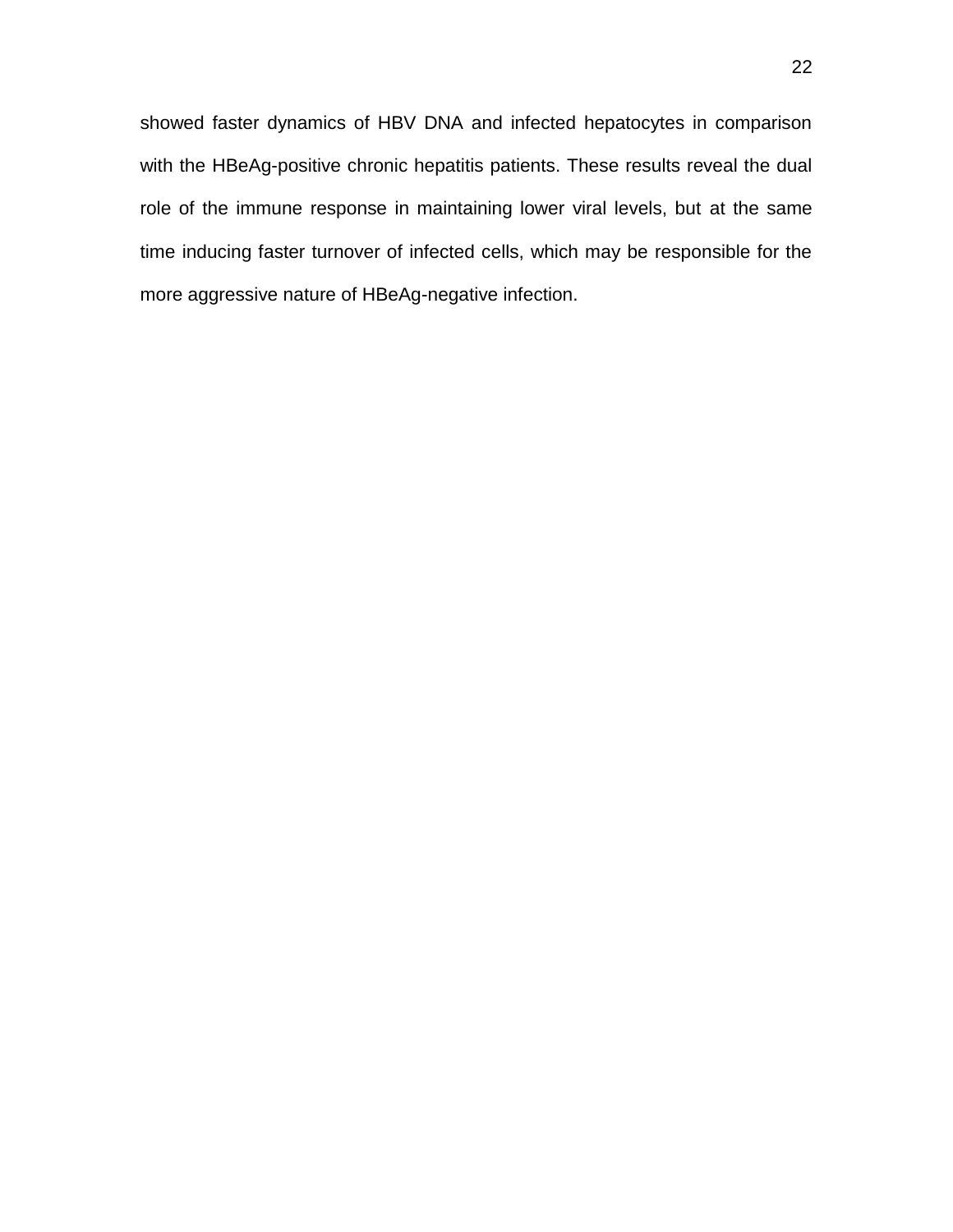showed faster dynamics of HBV DNA and infected hepatocytes in comparison with the HBeAg-positive chronic hepatitis patients. These results reveal the dual role of the immune response in maintaining lower viral levels, but at the same time inducing faster turnover of infected cells, which may be responsible for the more aggressive nature of HBeAg-negative infection.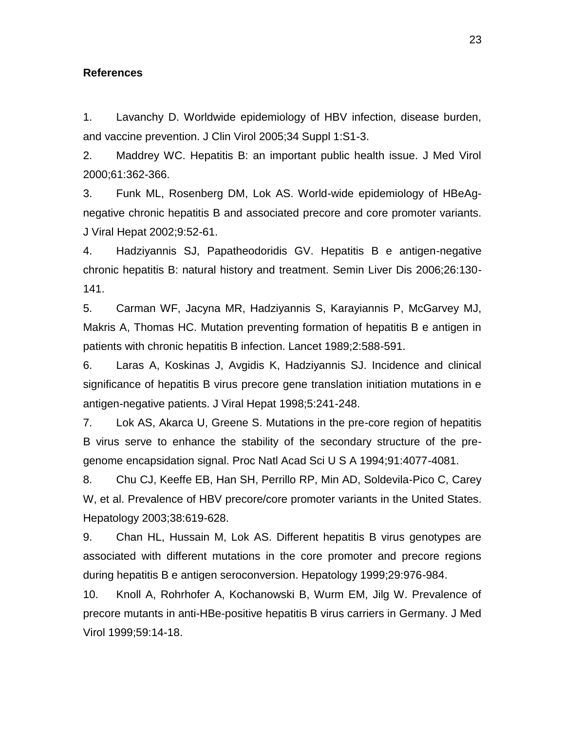## References

1. Lavanchy D. Worldwide epidemiology of HBV infection, disease burden, and vaccine prevention. J Clin Virol 2005;34 Suppl 1:S1-3.
2. Maddrey WC. Hepatitis B: an important public health issue. J Med Virol 2000;61:362-366.
3. Funk ML, Rosenberg DM, Lok AS. World-wide epidemiology of HBeAg-negative chronic hepatitis B and associated precore and core promoter variants. J Viral Hepat 2002;9:52-61.
4. Hadziyannis SJ, Papatheodoridis GV. Hepatitis B e antigen-negative chronic hepatitis B: natural history and treatment. Semin Liver Dis 2006;26:130-141.
5. Carman WF, Jacyna MR, Hadziyannis S, Karayiannis P, McGarvey MJ, Makris A, Thomas HC. Mutation preventing formation of hepatitis B e antigen in patients with chronic hepatitis B infection. Lancet 1989;2:588-591.
6. Laras A, Koskinas J, Avgidis K, Hadziyannis SJ. Incidence and clinical significance of hepatitis B virus precore gene translation initiation mutations in e antigen-negative patients. J Viral Hepat 1998;5:241-248.
7. Lok AS, Akarca U, Greene S. Mutations in the pre-core region of hepatitis B virus serve to enhance the stability of the secondary structure of the pre-genome encapsidation signal. Proc Natl Acad Sci U S A 1994;91:4077-4081.
8. Chu CJ, Keeffe EB, Han SH, Perrillo RP, Min AD, Soldevila-Pico C, Carey W, et al. Prevalence of HBV precore/core promoter variants in the United States. Hepatology 2003;38:619-628.
9. Chan HL, Hussain M, Lok AS. Different hepatitis B virus genotypes are associated with different mutations in the core promoter and precore regions during hepatitis B e antigen seroconversion. Hepatology 1999;29:976-984.
10. Knoll A, Rohrhofer A, Kochanowski B, Wurm EM, Jilg W. Prevalence of precore mutants in anti-HBe-positive hepatitis B virus carriers in Germany. J Med Virol 1999;59:14-18.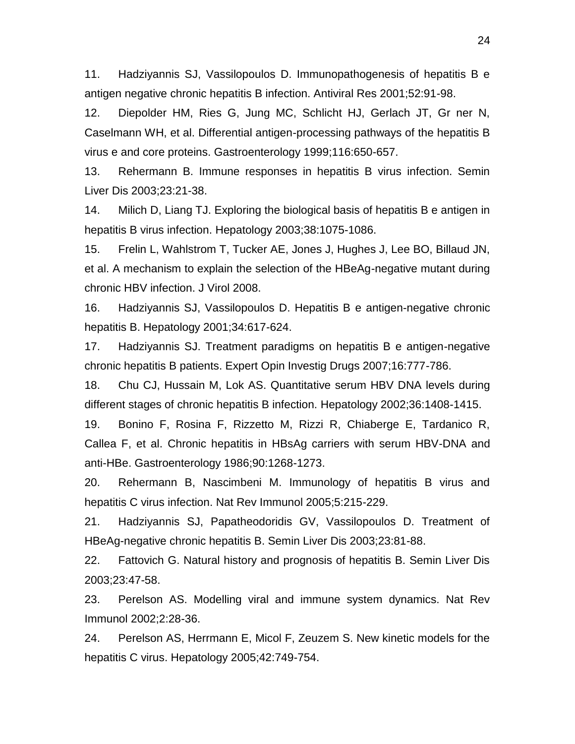11. Hadziyannis SJ, Vassilopoulos D. Immunopathogenesis of hepatitis B e antigen negative chronic hepatitis B infection. Antiviral Res 2001;52:91-98.

12. Diepolder HM, Ries G, Jung MC, Schlicht HJ, Gerlach JT, Gr ner N, Caselmann WH, et al. Differential antigen-processing pathways of the hepatitis B virus e and core proteins. Gastroenterology 1999;116:650-657.

13. Rehermann B. Immune responses in hepatitis B virus infection. Semin Liver Dis 2003;23:21-38.

14. Milich D, Liang TJ. Exploring the biological basis of hepatitis B e antigen in hepatitis B virus infection. Hepatology 2003;38:1075-1086.

15. Frelin L, Wahlstrom T, Tucker AE, Jones J, Hughes J, Lee BO, Billaud JN, et al. A mechanism to explain the selection of the HBeAg-negative mutant during chronic HBV infection. J Virol 2008.

16. Hadziyannis SJ, Vassilopoulos D. Hepatitis B e antigen-negative chronic hepatitis B. Hepatology 2001;34:617-624.

17. Hadziyannis SJ. Treatment paradigms on hepatitis B e antigen-negative chronic hepatitis B patients. Expert Opin Investig Drugs 2007;16:777-786.

18. Chu CJ, Hussain M, Lok AS. Quantitative serum HBV DNA levels during different stages of chronic hepatitis B infection. Hepatology 2002;36:1408-1415.

19. Bonino F, Rosina F, Rizzetto M, Rizzi R, Chiaberge E, Tardanico R, Callea F, et al. Chronic hepatitis in HBsAg carriers with serum HBV-DNA and anti-HBe. Gastroenterology 1986;90:1268-1273.

20. Rehermann B, Nascimbeni M. Immunology of hepatitis B virus and hepatitis C virus infection. Nat Rev Immunol 2005;5:215-229.

21. Hadziyannis SJ, Papatheodoridis GV, Vassilopoulos D. Treatment of HBeAg-negative chronic hepatitis B. Semin Liver Dis 2003;23:81-88.

22. Fattovich G. Natural history and prognosis of hepatitis B. Semin Liver Dis 2003;23:47-58.

23. Perelson AS. Modelling viral and immune system dynamics. Nat Rev Immunol 2002;2:28-36.

24. Perelson AS, Herrmann E, Micol F, Zeuzem S. New kinetic models for the hepatitis C virus. Hepatology 2005;42:749-754.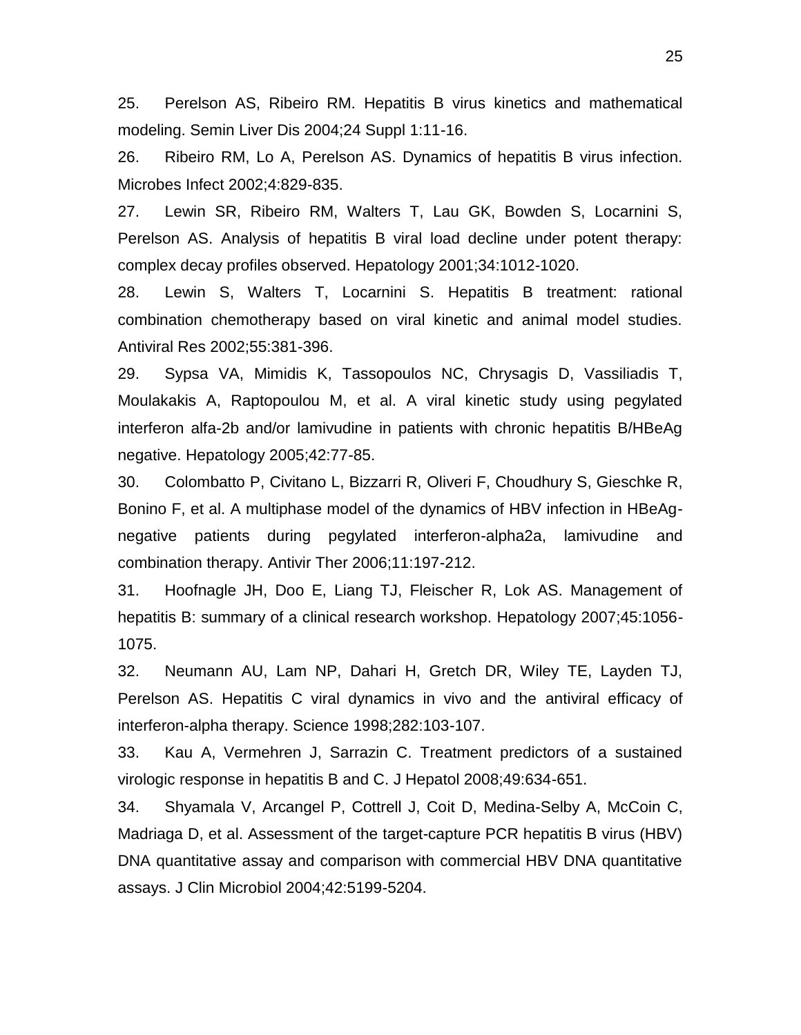25. Perelson AS, Ribeiro RM. Hepatitis B virus kinetics and mathematical modeling. Semin Liver Dis 2004;24 Suppl 1:11-16.

26. Ribeiro RM, Lo A, Perelson AS. Dynamics of hepatitis B virus infection. Microbes Infect 2002;4:829-835.

27. Lewin SR, Ribeiro RM, Walters T, Lau GK, Bowden S, Locarnini S, Perelson AS. Analysis of hepatitis B viral load decline under potent therapy: complex decay profiles observed. Hepatology 2001;34:1012-1020.

28. Lewin S, Walters T, Locarnini S. Hepatitis B treatment: rational combination chemotherapy based on viral kinetic and animal model studies. Antiviral Res 2002;55:381-396.

29. Sypsa VA, Mimidis K, Tassopoulos NC, Chrysagis D, Vassiliadis T, Moulakakis A, Raptopoulou M, et al. A viral kinetic study using pegylated interferon alfa-2b and/or lamivudine in patients with chronic hepatitis B/HBeAg negative. Hepatology 2005;42:77-85.

30. Colombatto P, Civitano L, Bizzarri R, Oliveri F, Choudhury S, Gieschke R, Bonino F, et al. A multiphase model of the dynamics of HBV infection in HBeAg-negative patients during pegylated interferon-alpha2a, lamivudine and combination therapy. Antivir Ther 2006;11:197-212.

31. Hoofnagle JH, Doo E, Liang TJ, Fleischer R, Lok AS. Management of hepatitis B: summary of a clinical research workshop. Hepatology 2007;45:1056-1075.

32. Neumann AU, Lam NP, Dahari H, Gretch DR, Wiley TE, Layden TJ, Perelson AS. Hepatitis C viral dynamics in vivo and the antiviral efficacy of interferon-alpha therapy. Science 1998;282:103-107.

33. Kau A, Vermehren J, Sarrazin C. Treatment predictors of a sustained virologic response in hepatitis B and C. J Hepatol 2008;49:634-651.

34. Shyamala V, Arcangel P, Cottrell J, Coit D, Medina-Selby A, McCoin C, Madriaga D, et al. Assessment of the target-capture PCR hepatitis B virus (HBV) DNA quantitative assay and comparison with commercial HBV DNA quantitative assays. J Clin Microbiol 2004;42:5199-5204.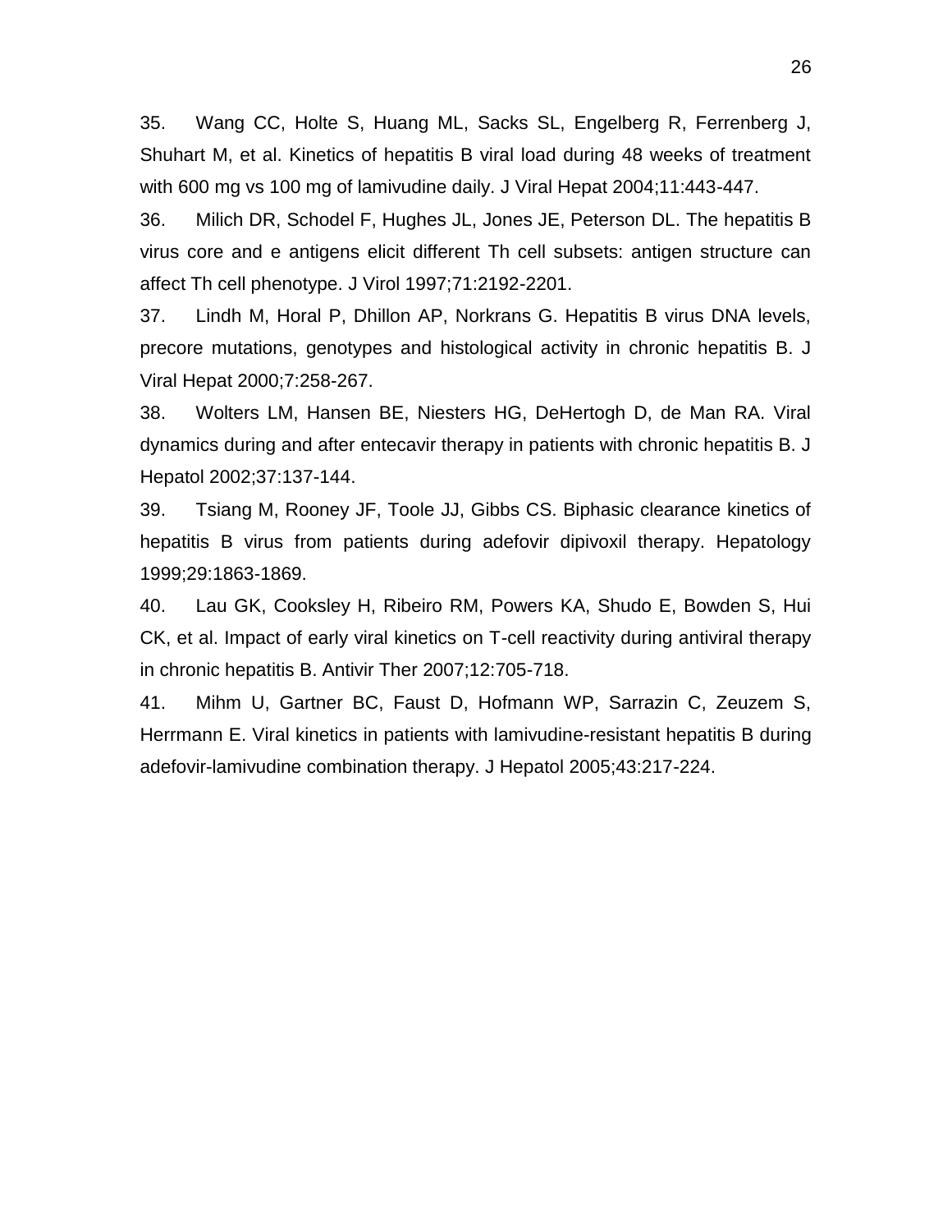35. Wang CC, Holte S, Huang ML, Sacks SL, Engelberg R, Ferrenberg J, Shuhart M, et al. Kinetics of hepatitis B viral load during 48 weeks of treatment with 600 mg vs 100 mg of lamivudine daily. J Viral Hepat 2004;11:443-447.

36. Milich DR, Schodel F, Hughes JL, Jones JE, Peterson DL. The hepatitis B virus core and e antigens elicit different Th cell subsets: antigen structure can affect Th cell phenotype. J Virol 1997;71:2192-2201.

37. Lindh M, Horal P, Dhillon AP, Norkrans G. Hepatitis B virus DNA levels, precore mutations, genotypes and histological activity in chronic hepatitis B. J Viral Hepat 2000;7:258-267.

38. Wolters LM, Hansen BE, Niesters HG, DeHertogh D, de Man RA. Viral dynamics during and after entecavir therapy in patients with chronic hepatitis B. J Hepatol 2002;37:137-144.

39. Tsiang M, Rooney JF, Toole JJ, Gibbs CS. Biphasic clearance kinetics of hepatitis B virus from patients during adefovir dipivoxil therapy. Hepatology 1999;29:1863-1869.

40. Lau GK, Cooksley H, Ribeiro RM, Powers KA, Shudo E, Bowden S, Hui CK, et al. Impact of early viral kinetics on T-cell reactivity during antiviral therapy in chronic hepatitis B. Antivir Ther 2007;12:705-718.

41. Mihm U, Gartner BC, Faust D, Hofmann WP, Sarrazin C, Zeuzem S, Herrmann E. Viral kinetics in patients with lamivudine-resistant hepatitis B during adefovir-lamivudine combination therapy. J Hepatol 2005;43:217-224.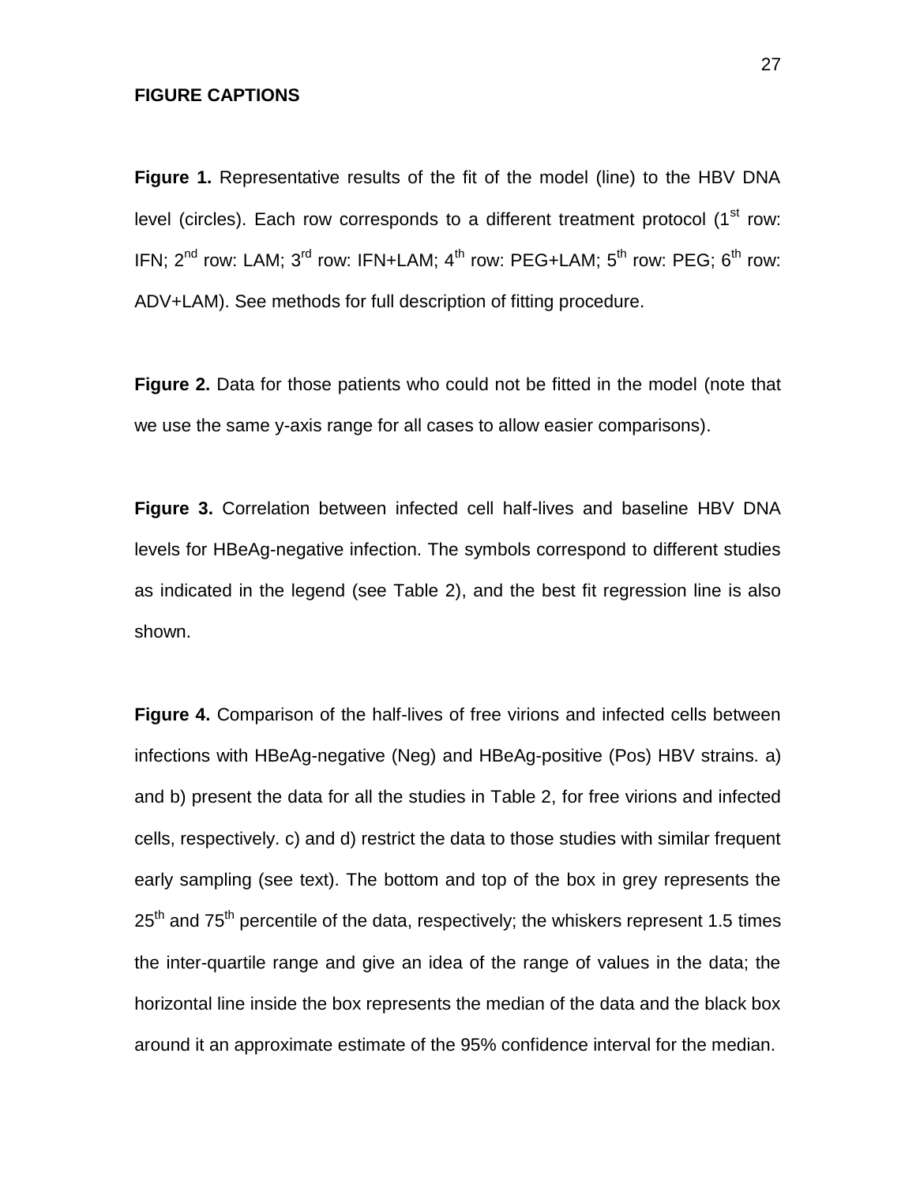**FIGURE CAPTIONS**

**Figure 1.** Representative results of the fit of the model (line) to the HBV DNA level (circles). Each row corresponds to a different treatment protocol ($1^{st}$ row: IFN; $2^{nd}$ row: LAM; $3^{rd}$ row: IFN+LAM; $4^{th}$ row: PEG+LAM; $5^{th}$ row: PEG; $6^{th}$ row: ADV+LAM). See methods for full description of fitting procedure.

**Figure 2.** Data for those patients who could not be fitted in the model (note that we use the same y-axis range for all cases to allow easier comparisons).

**Figure 3.** Correlation between infected cell half-lives and baseline HBV DNA levels for HBeAg-negative infection. The symbols correspond to different studies as indicated in the legend (see Table 2), and the best fit regression line is also shown.

**Figure 4.** Comparison of the half-lives of free virions and infected cells between infections with HBeAg-negative (Neg) and HBeAg-positive (Pos) HBV strains. a) and b) present the data for all the studies in Table 2, for free virions and infected cells, respectively. c) and d) restrict the data to those studies with similar frequent early sampling (see text). The bottom and top of the box in grey represents the $25^{th}$ and $75^{th}$ percentile of the data, respectively; the whiskers represent 1.5 times the inter-quartile range and give an idea of the range of values in the data; the horizontal line inside the box represents the median of the data and the black box around it an approximate estimate of the 95% confidence interval for the median.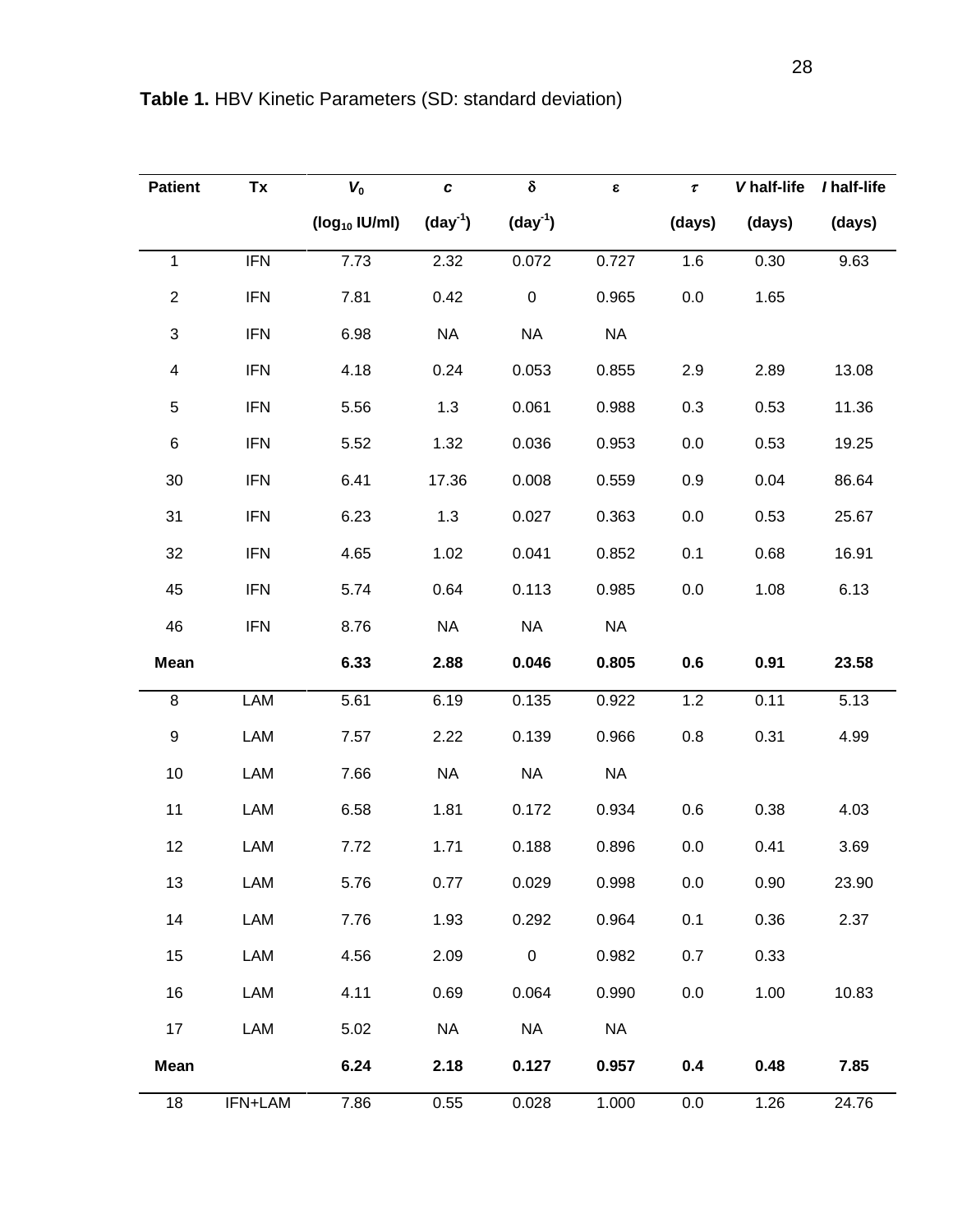**Table 1.** HBV Kinetic Parameters (SD: standard deviation)

| Patient | Tx | $V_0$ | $c$ | $\delta$ | $\varepsilon$ | $\tau$ | $V$ half-life | $I$ half-life |
|---|---|---|---|---|---|---|---|---|
| | | ($\log_{10}$ IU/ml) | (day$^{-1}$) | (day$^{-1}$) | | (days) | (days) | (days) |
| 1 | IFN | 7.73 | 2.32 | 0.072 | 0.727 | 1.6 | 0.30 | 9.63 |
| 2 | IFN | 7.81 | 0.42 | 0 | 0.965 | 0.0 | 1.65 | |
| 3 | IFN | 6.98 | NA | NA | NA | | | |
| 4 | IFN | 4.18 | 0.24 | 0.053 | 0.855 | 2.9 | 2.89 | 13.08 |
| 5 | IFN | 5.56 | 1.3 | 0.061 | 0.988 | 0.3 | 0.53 | 11.36 |
| 6 | IFN | 5.52 | 1.32 | 0.036 | 0.953 | 0.0 | 0.53 | 19.25 |
| 30 | IFN | 6.41 | 17.36 | 0.008 | 0.559 | 0.9 | 0.04 | 86.64 |
| 31 | IFN | 6.23 | 1.3 | 0.027 | 0.363 | 0.0 | 0.53 | 25.67 |
| 32 | IFN | 4.65 | 1.02 | 0.041 | 0.852 | 0.1 | 0.68 | 16.91 |
| 45 | IFN | 5.74 | 0.64 | 0.113 | 0.985 | 0.0 | 1.08 | 6.13 |
| 46 | IFN | 8.76 | NA | NA | NA | | | |
| **Mean** | | **6.33** | **2.88** | **0.046** | **0.805** | **0.6** | **0.91** | **23.58** |
| 8 | LAM | 5.61 | 6.19 | 0.135 | 0.922 | 1.2 | 0.11 | 5.13 |
| 9 | LAM | 7.57 | 2.22 | 0.139 | 0.966 | 0.8 | 0.31 | 4.99 |
| 10 | LAM | 7.66 | NA | NA | NA | | | |
| 11 | LAM | 6.58 | 1.81 | 0.172 | 0.934 | 0.6 | 0.38 | 4.03 |
| 12 | LAM | 7.72 | 1.71 | 0.188 | 0.896 | 0.0 | 0.41 | 3.69 |
| 13 | LAM | 5.76 | 0.77 | 0.029 | 0.998 | 0.0 | 0.90 | 23.90 |
| 14 | LAM | 7.76 | 1.93 | 0.292 | 0.964 | 0.1 | 0.36 | 2.37 |
| 15 | LAM | 4.56 | 2.09 | 0 | 0.982 | 0.7 | 0.33 | |
| 16 | LAM | 4.11 | 0.69 | 0.064 | 0.990 | 0.0 | 1.00 | 10.83 |
| 17 | LAM | 5.02 | NA | NA | NA | | | |
| **Mean** | | **6.24** | **2.18** | **0.127** | **0.957** | **0.4** | **0.48** | **7.85** |
| 18 | IFN+LAM | 7.86 | 0.55 | 0.028 | 1.000 | 0.0 | 1.26 | 24.76 |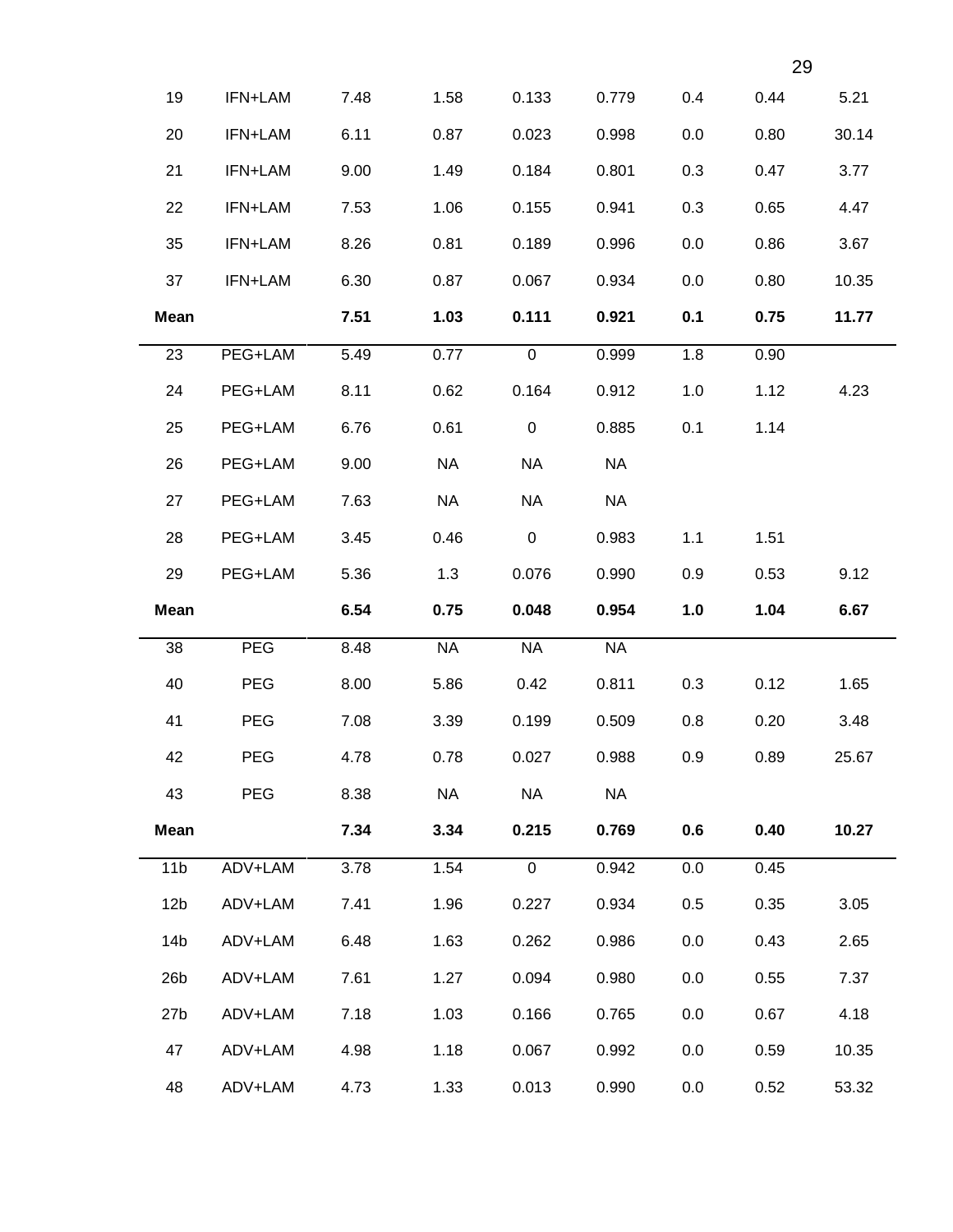| | | | | | | | | |
|---|---|---|---|---|---|---|---|---|
| 19 | IFN+LAM | 7.48 | 1.58 | 0.133 | 0.779 | 0.4 | 0.44 | 5.21 |
| 20 | IFN+LAM | 6.11 | 0.87 | 0.023 | 0.998 | 0.0 | 0.80 | 30.14 |
| 21 | IFN+LAM | 9.00 | 1.49 | 0.184 | 0.801 | 0.3 | 0.47 | 3.77 |
| 22 | IFN+LAM | 7.53 | 1.06 | 0.155 | 0.941 | 0.3 | 0.65 | 4.47 |
| 35 | IFN+LAM | 8.26 | 0.81 | 0.189 | 0.996 | 0.0 | 0.86 | 3.67 |
| 37 | IFN+LAM | 6.30 | 0.87 | 0.067 | 0.934 | 0.0 | 0.80 | 10.35 |
| **Mean** | | **7.51** | **1.03** | **0.111** | **0.921** | **0.1** | **0.75** | **11.77** |
| 23 | PEG+LAM | 5.49 | 0.77 | 0 | 0.999 | 1.8 | 0.90 | |
| 24 | PEG+LAM | 8.11 | 0.62 | 0.164 | 0.912 | 1.0 | 1.12 | 4.23 |
| 25 | PEG+LAM | 6.76 | 0.61 | 0 | 0.885 | 0.1 | 1.14 | |
| 26 | PEG+LAM | 9.00 | NA | NA | NA | | | |
| 27 | PEG+LAM | 7.63 | NA | NA | NA | | | |
| 28 | PEG+LAM | 3.45 | 0.46 | 0 | 0.983 | 1.1 | 1.51 | |
| 29 | PEG+LAM | 5.36 | 1.3 | 0.076 | 0.990 | 0.9 | 0.53 | 9.12 |
| **Mean** | | **6.54** | **0.75** | **0.048** | **0.954** | **1.0** | **1.04** | **6.67** |
| 38 | PEG | 8.48 | NA | NA | NA | | | |
| 40 | PEG | 8.00 | 5.86 | 0.42 | 0.811 | 0.3 | 0.12 | 1.65 |
| 41 | PEG | 7.08 | 3.39 | 0.199 | 0.509 | 0.8 | 0.20 | 3.48 |
| 42 | PEG | 4.78 | 0.78 | 0.027 | 0.988 | 0.9 | 0.89 | 25.67 |
| 43 | PEG | 8.38 | NA | NA | NA | | | |
| **Mean** | | **7.34** | **3.34** | **0.215** | **0.769** | **0.6** | **0.40** | **10.27** |
| 11b | ADV+LAM | 3.78 | 1.54 | 0 | 0.942 | 0.0 | 0.45 | |
| 12b | ADV+LAM | 7.41 | 1.96 | 0.227 | 0.934 | 0.5 | 0.35 | 3.05 |
| 14b | ADV+LAM | 6.48 | 1.63 | 0.262 | 0.986 | 0.0 | 0.43 | 2.65 |
| 26b | ADV+LAM | 7.61 | 1.27 | 0.094 | 0.980 | 0.0 | 0.55 | 7.37 |
| 27b | ADV+LAM | 7.18 | 1.03 | 0.166 | 0.765 | 0.0 | 0.67 | 4.18 |
| 47 | ADV+LAM | 4.98 | 1.18 | 0.067 | 0.992 | 0.0 | 0.59 | 10.35 |
| 48 | ADV+LAM | 4.73 | 1.33 | 0.013 | 0.990 | 0.0 | 0.52 | 53.32 |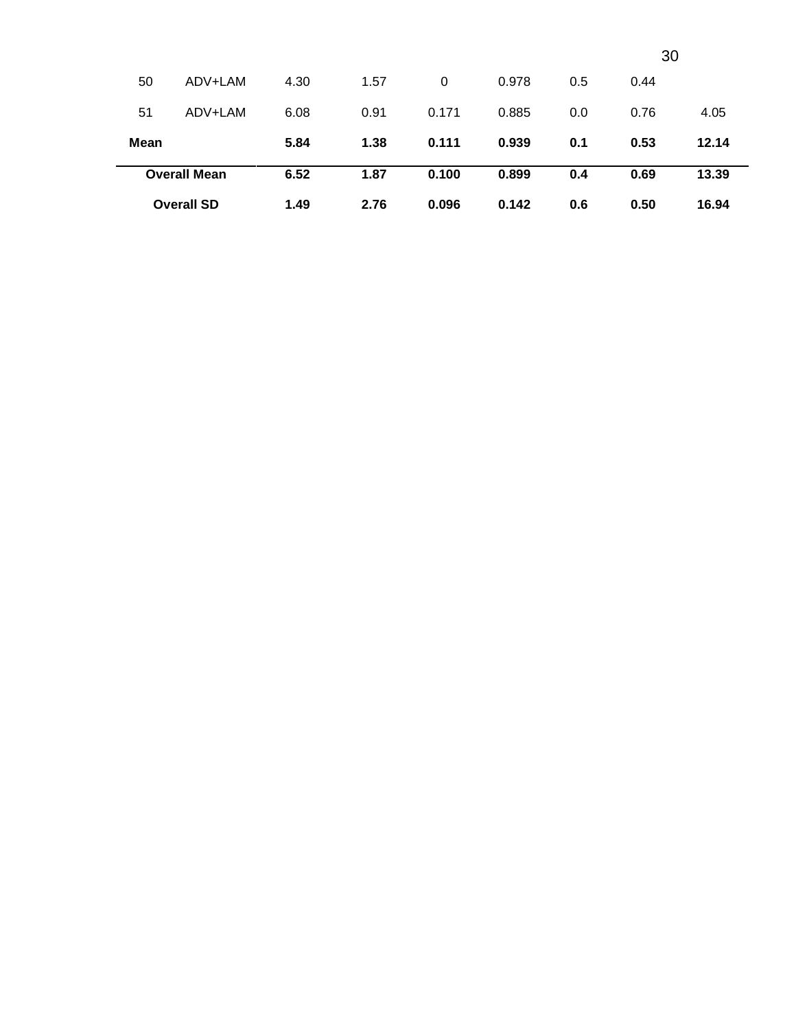| | | | | | | | | |
|---|---|---|---|---|---|---|---|---|
| 50 | ADV+LAM | 4.30 | 1.57 | 0 | 0.978 | 0.5 | 0.44 | |
| 51 | ADV+LAM | 6.08 | 0.91 | 0.171 | 0.885 | 0.0 | 0.76 | 4.05 |
| **Mean** | | **5.84** | **1.38** | **0.111** | **0.939** | **0.1** | **0.53** | **12.14** |
| **Overall Mean** | | **6.52** | **1.87** | **0.100** | **0.899** | **0.4** | **0.69** | **13.39** |
| **Overall SD** | | **1.49** | **2.76** | **0.096** | **0.142** | **0.6** | **0.50** | **16.94** |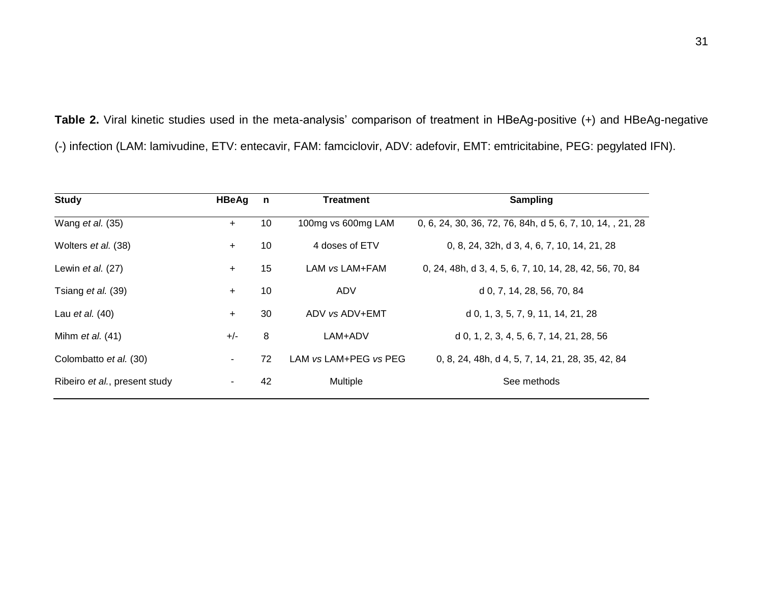**Table 2.** Viral kinetic studies used in the meta-analysis' comparison of treatment in HBeAg-positive (+) and HBeAg-negative (-) infection (LAM: lamivudine, ETV: entecavir, FAM: famciclovir, ADV: adefovir, EMT: emtricitabine, PEG: pegylated IFN).

| Study | HBeAg | n | Treatment | Sampling |
|---|---|---|---|---|
| Wang *et al.* (35) | + | 10 | 100mg vs 600mg LAM | 0, 6, 24, 30, 36, 72, 76, 84h, d 5, 6, 7, 10, 14, , 21, 28 |
| Wolters *et al.* (38) | + | 10 | 4 doses of ETV | 0, 8, 24, 32h, d 3, 4, 6, 7, 10, 14, 21, 28 |
| Lewin *et al.* (27) | + | 15 | LAM *vs* LAM+FAM | 0, 24, 48h, d 3, 4, 5, 6, 7, 10, 14, 28, 42, 56, 70, 84 |
| Tsiang *et al.* (39) | + | 10 | ADV | d 0, 7, 14, 28, 56, 70, 84 |
| Lau *et al.* (40) | + | 30 | ADV *vs* ADV+EMT | d 0, 1, 3, 5, 7, 9, 11, 14, 21, 28 |
| Mihm *et al.* (41) | +/- | 8 | LAM+ADV | d 0, 1, 2, 3, 4, 5, 6, 7, 14, 21, 28, 56 |
| Colombatto *et al.* (30) | - | 72 | LAM *vs* LAM+PEG *vs* PEG | 0, 8, 24, 48h, d 4, 5, 7, 14, 21, 28, 35, 42, 84 |
| Ribeiro *et al.*, present study | - | 42 | Multiple | See methods |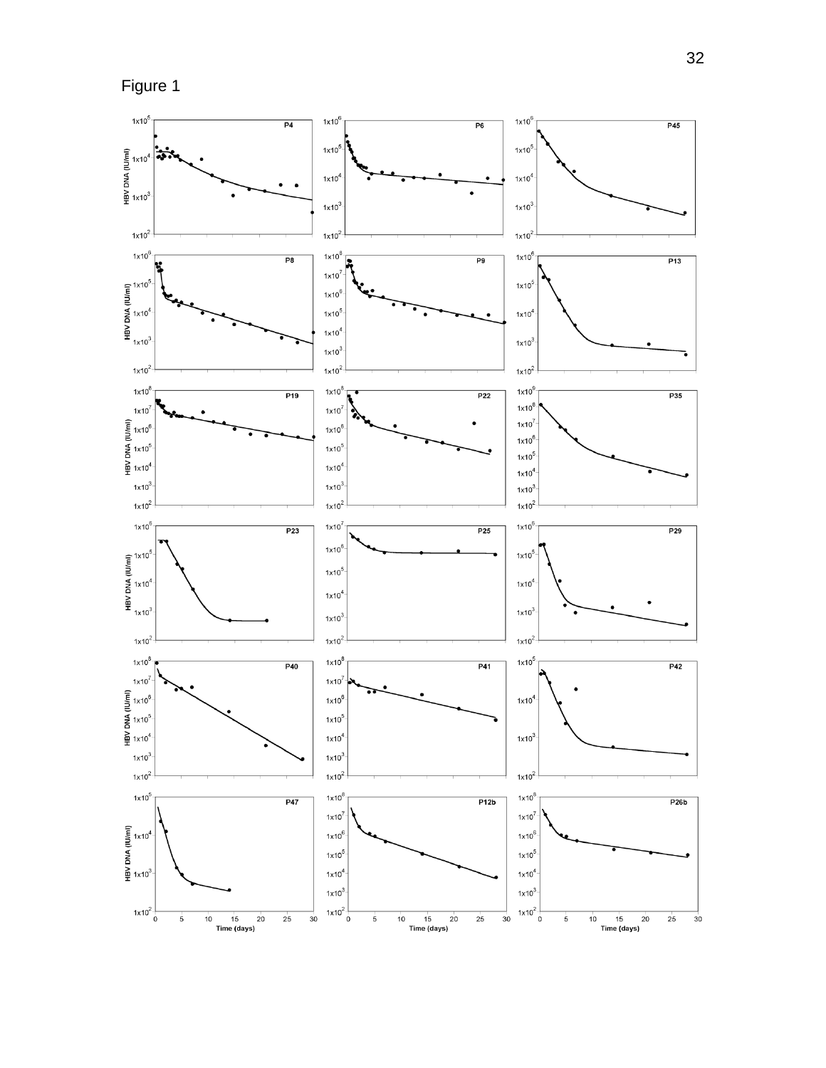Figure 1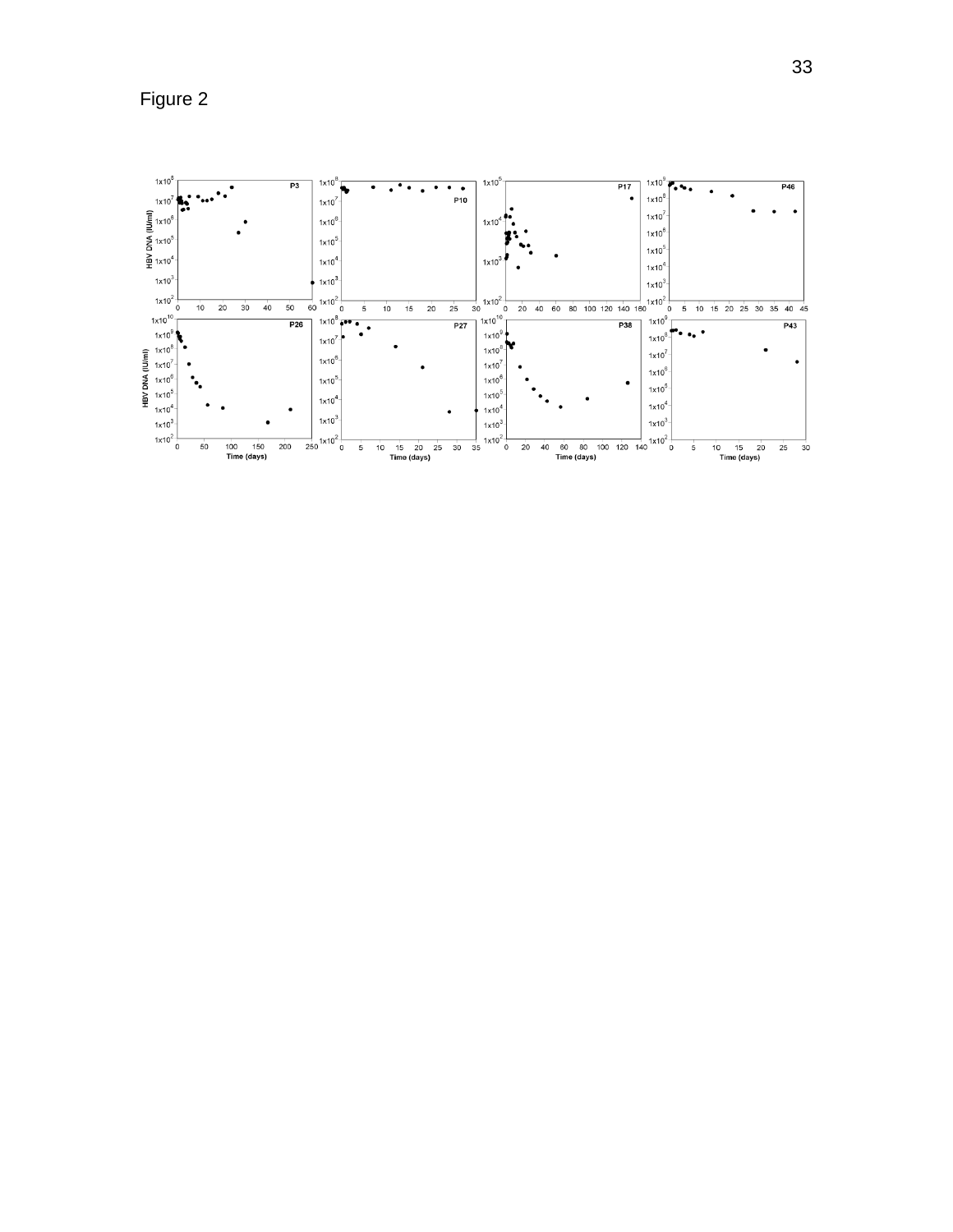Figure 2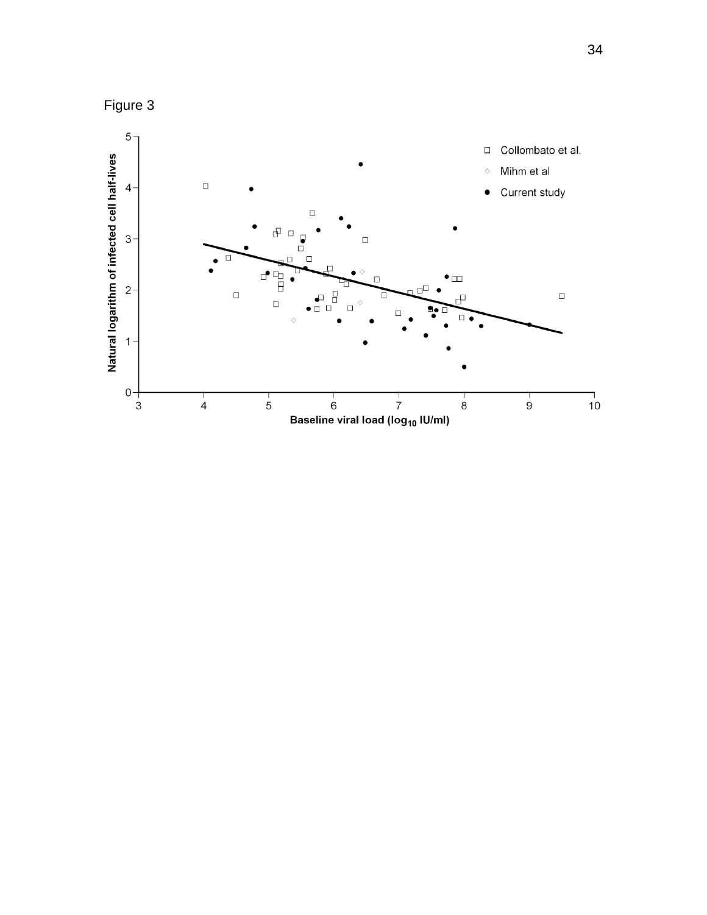Figure 3

Natural logarithm of infected cell half-lives

Baseline viral load ($log_{10}$ IU/ml)

□ Collombato et al.

◇ Mihm et al

● Current study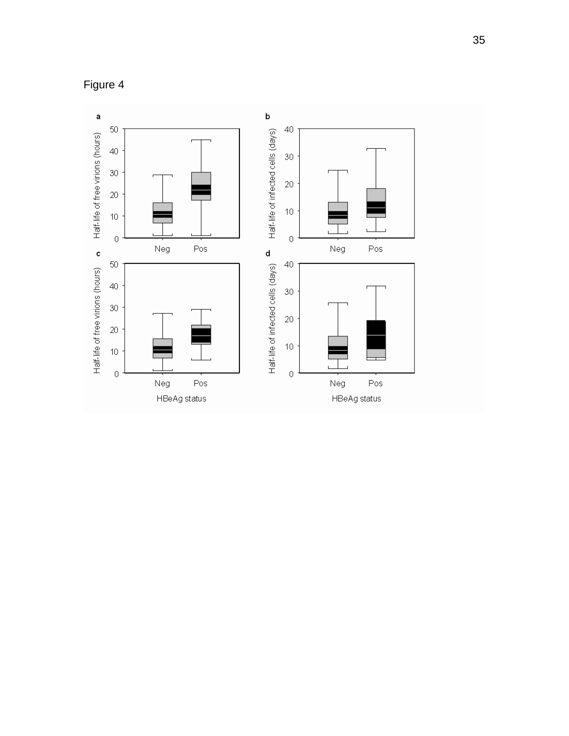Figure 4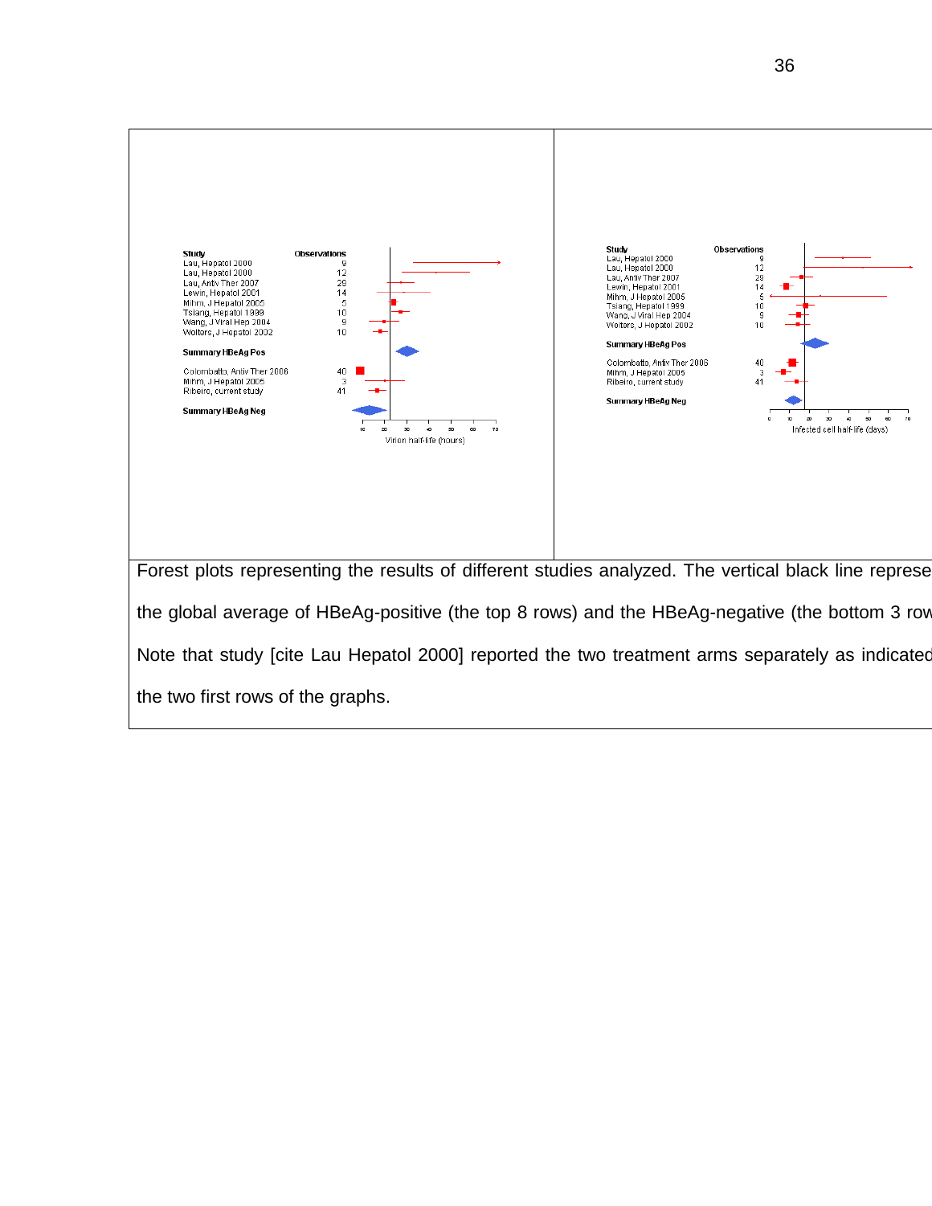Study
Observations
Lau, Hepatol 2000 9
Lau, Hepatol 2000 12
Lau, Antiv Ther 2007 29
Lewin, Hepatol 2001 14
Mihm, J Hepatol 2005 5
Tsiang, Hepatol 1999 10
Wang, J Viral Hep 2004 9
Wolters, J Hepatol 2002 10

Summary HBeAg Pos

Colombatto, Antiv Ther 2006 40
Mihm, J Hepatol 2005 3
Ribeiro, current study 41

Summary HBeAg Neg

10 20 30 40 50 60 70
Virion half-life (hours)

Study
Observations
Lau, Hepatol 2000 9
Lau, Hepatol 2000 12
Lau, Antiv Ther 2007 28
Lewin, Hepatol 2001 14
Mihm, J Hepatol 2005 5
Tsiang, Hepatol 1999 10
Wang, J Viral Hep 2004 9
Wolters, J Hepatol 2002 10

Summary HBeAg Pos

Colombatto, Antiv Ther 2006 40
Mihm, J Hepatol 2005 3
Ribeiro, current study 41

Summary HBeAg Neg

0 10 20 30 40 50 60 70
Infected cell half-life (days)

Forest plots representing the results of different studies analyzed. The vertical black line represe the global average of HBeAg-positive (the top 8 rows) and the HBeAg-negative (the bottom 3 row Note that study [cite Lau Hepatol 2000] reported the two treatment arms separately as indicated the two first rows of the graphs.